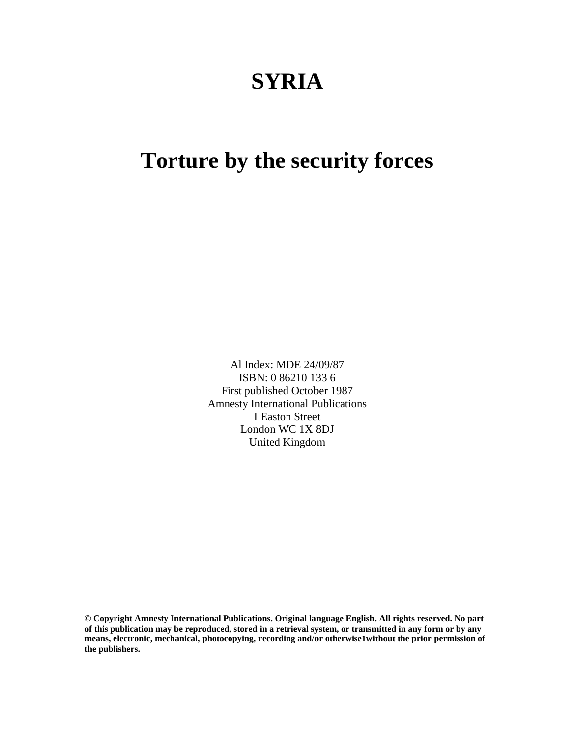# SYRIA

# Torture by the security forces

Al Index: MDE 24/09/87
ISBN: 0 86210 133 6
First published October 1987
Amnesty International Publications
I Easton Street
London WC 1X 8DJ
United Kingdom

**© Copyright Amnesty International Publications. Original language English. All rights reserved. No part of this publication may be reproduced, stored in a retrieval system, or transmitted in any form or by any means, electronic, mechanical, photocopying, recording and/or otherwise1without the prior permission of the publishers.**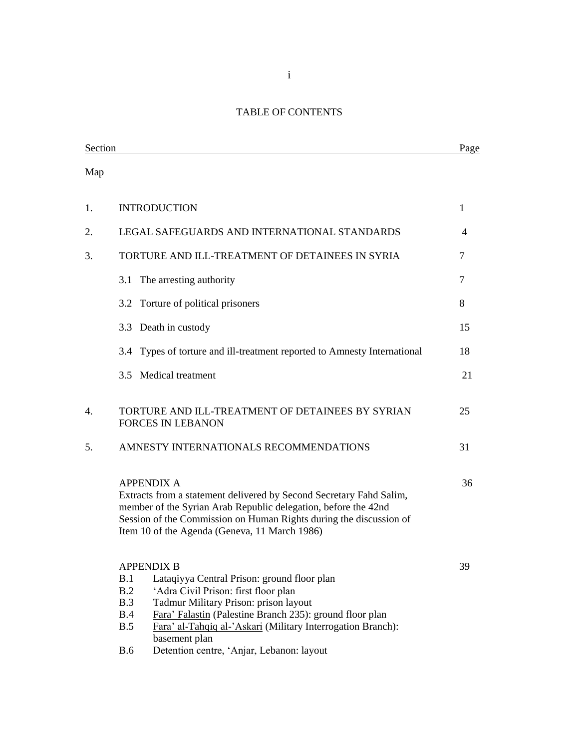# TABLE OF CONTENTS

| Section | | Page |
|---|---|---|
| Map | | |
| 1. | INTRODUCTION | 1 |
| 2. | LEGAL SAFEGUARDS AND INTERNATIONAL STANDARDS | 4 |
| 3. | TORTURE AND ILL-TREATMENT OF DETAINEES IN SYRIA | 7 |
| | 3.1 The arresting authority | 7 |
| | 3.2 Torture of political prisoners | 8 |
| | 3.3 Death in custody | 15 |
| | 3.4 Types of torture and ill-treatment reported to Amnesty International | 18 |
| | 3.5 Medical treatment | 21 |
| 4. | TORTURE AND ILL-TREATMENT OF DETAINEES BY SYRIAN FORCES IN LEBANON | 25 |
| 5. | AMNESTY INTERNATIONALS RECOMMENDATIONS | 31 |
| | APPENDIX A<br>Extracts from a statement delivered by Second Secretary Fahd Salim, member of the Syrian Arab Republic delegation, before the 42nd Session of the Commission on Human Rights during the discussion of Item 10 of the Agenda (Geneva, 11 March 1986) | 36 |
| | APPENDIX B<br>B.1 Lataqiyya Central Prison: ground floor plan<br>B.2 'Adra Civil Prison: first floor plan<br>B.3 Tadmur Military Prison: prison layout<br>B.4 Fara' Falastin (Palestine Branch 235): ground floor plan<br>B.5 Fara' al-Tahqiq al-'Askari (Military Interrogation Branch): basement plan<br>B.6 Detention centre, 'Anjar, Lebanon: layout | 39 |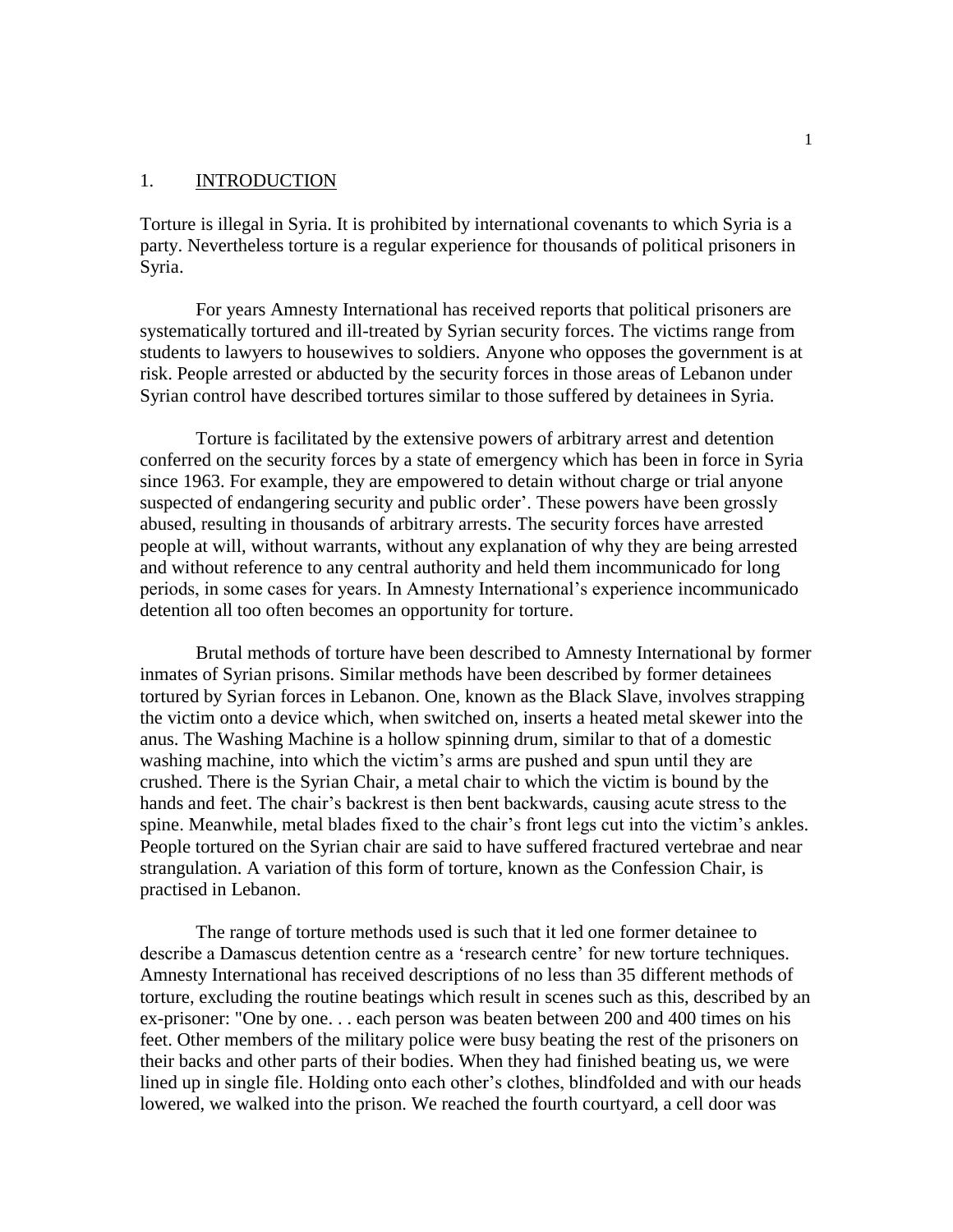## 1. INTRODUCTION

Torture is illegal in Syria. It is prohibited by international covenants to which Syria is a party. Nevertheless torture is a regular experience for thousands of political prisoners in Syria.

For years Amnesty International has received reports that political prisoners are systematically tortured and ill-treated by Syrian security forces. The victims range from students to lawyers to housewives to soldiers. Anyone who opposes the government is at risk. People arrested or abducted by the security forces in those areas of Lebanon under Syrian control have described tortures similar to those suffered by detainees in Syria.

Torture is facilitated by the extensive powers of arbitrary arrest and detention conferred on the security forces by a state of emergency which has been in force in Syria since 1963. For example, they are empowered to detain without charge or trial anyone suspected of endangering security and public order'. These powers have been grossly abused, resulting in thousands of arbitrary arrests. The security forces have arrested people at will, without warrants, without any explanation of why they are being arrested and without reference to any central authority and held them incommunicado for long periods, in some cases for years. In Amnesty International's experience incommunicado detention all too often becomes an opportunity for torture.

Brutal methods of torture have been described to Amnesty International by former inmates of Syrian prisons. Similar methods have been described by former detainees tortured by Syrian forces in Lebanon. One, known as the Black Slave, involves strapping the victim onto a device which, when switched on, inserts a heated metal skewer into the anus. The Washing Machine is a hollow spinning drum, similar to that of a domestic washing machine, into which the victim's arms are pushed and spun until they are crushed. There is the Syrian Chair, a metal chair to which the victim is bound by the hands and feet. The chair's backrest is then bent backwards, causing acute stress to the spine. Meanwhile, metal blades fixed to the chair's front legs cut into the victim's ankles. People tortured on the Syrian chair are said to have suffered fractured vertebrae and near strangulation. A variation of this form of torture, known as the Confession Chair, is practised in Lebanon.

The range of torture methods used is such that it led one former detainee to describe a Damascus detention centre as a 'research centre' for new torture techniques. Amnesty International has received descriptions of no less than 35 different methods of torture, excluding the routine beatings which result in scenes such as this, described by an ex-prisoner: "One by one. . . each person was beaten between 200 and 400 times on his feet. Other members of the military police were busy beating the rest of the prisoners on their backs and other parts of their bodies. When they had finished beating us, we were lined up in single file. Holding onto each other's clothes, blindfolded and with our heads lowered, we walked into the prison. We reached the fourth courtyard, a cell door was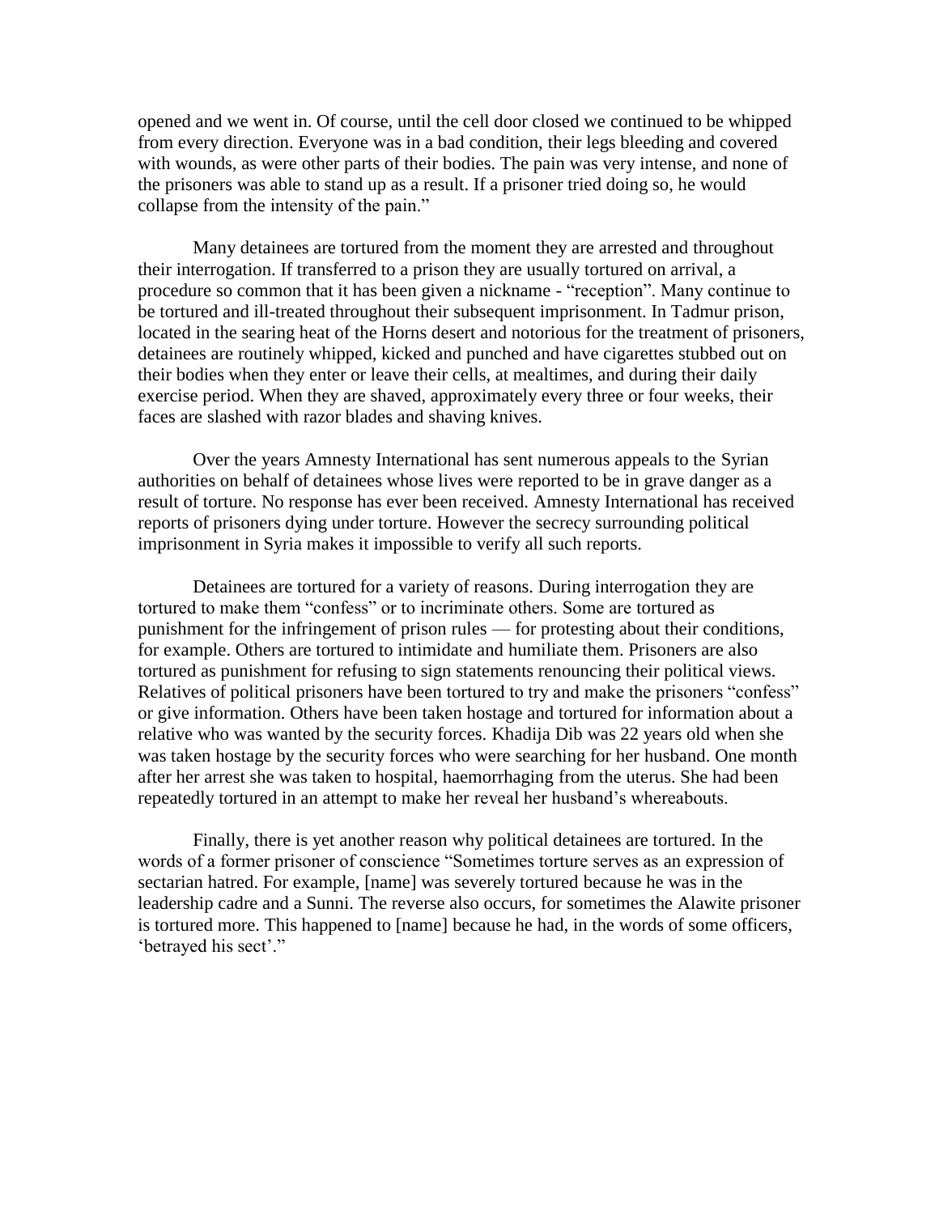opened and we went in. Of course, until the cell door closed we continued to be whipped from every direction. Everyone was in a bad condition, their legs bleeding and covered with wounds, as were other parts of their bodies. The pain was very intense, and none of the prisoners was able to stand up as a result. If a prisoner tried doing so, he would collapse from the intensity of the pain."

Many detainees are tortured from the moment they are arrested and throughout their interrogation. If transferred to a prison they are usually tortured on arrival, a procedure so common that it has been given a nickname - "reception". Many continue to be tortured and ill-treated throughout their subsequent imprisonment. In Tadmur prison, located in the searing heat of the Horns desert and notorious for the treatment of prisoners, detainees are routinely whipped, kicked and punched and have cigarettes stubbed out on their bodies when they enter or leave their cells, at mealtimes, and during their daily exercise period. When they are shaved, approximately every three or four weeks, their faces are slashed with razor blades and shaving knives.

Over the years Amnesty International has sent numerous appeals to the Syrian authorities on behalf of detainees whose lives were reported to be in grave danger as a result of torture. No response has ever been received. Amnesty International has received reports of prisoners dying under torture. However the secrecy surrounding political imprisonment in Syria makes it impossible to verify all such reports.

Detainees are tortured for a variety of reasons. During interrogation they are tortured to make them "confess" or to incriminate others. Some are tortured as punishment for the infringement of prison rules — for protesting about their conditions, for example. Others are tortured to intimidate and humiliate them. Prisoners are also tortured as punishment for refusing to sign statements renouncing their political views. Relatives of political prisoners have been tortured to try and make the prisoners "confess" or give information. Others have been taken hostage and tortured for information about a relative who was wanted by the security forces. Khadija Dib was 22 years old when she was taken hostage by the security forces who were searching for her husband. One month after her arrest she was taken to hospital, haemorrhaging from the uterus. She had been repeatedly tortured in an attempt to make her reveal her husband's whereabouts.

Finally, there is yet another reason why political detainees are tortured. In the words of a former prisoner of conscience "Sometimes torture serves as an expression of sectarian hatred. For example, [name] was severely tortured because he was in the leadership cadre and a Sunni. The reverse also occurs, for sometimes the Alawite prisoner is tortured more. This happened to [name] because he had, in the words of some officers, 'betrayed his sect'."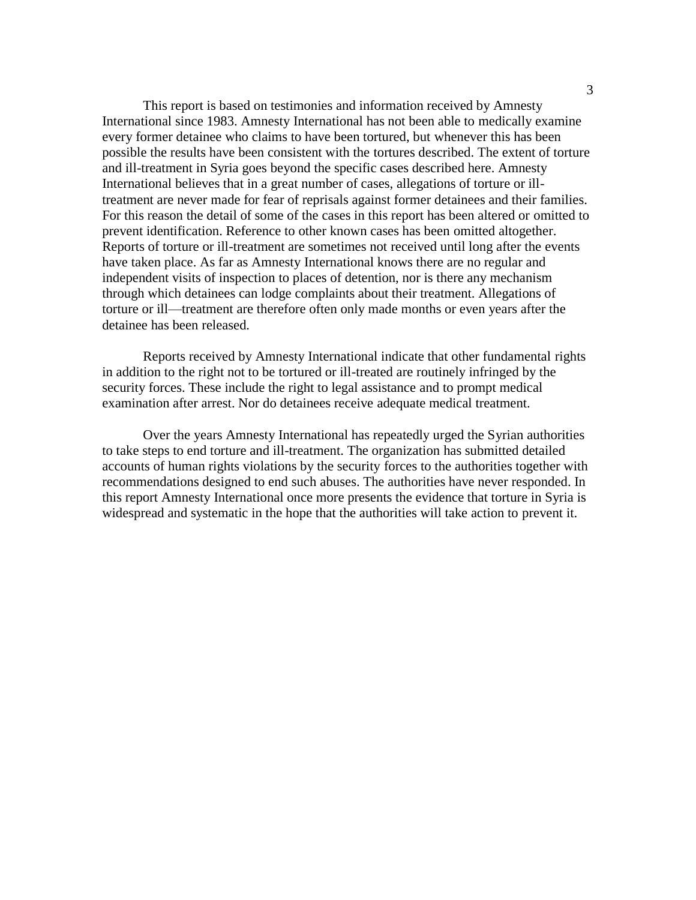This report is based on testimonies and information received by Amnesty International since 1983. Amnesty International has not been able to medically examine every former detainee who claims to have been tortured, but whenever this has been possible the results have been consistent with the tortures described. The extent of torture and ill-treatment in Syria goes beyond the specific cases described here. Amnesty International believes that in a great number of cases, allegations of torture or ill-treatment are never made for fear of reprisals against former detainees and their families. For this reason the detail of some of the cases in this report has been altered or omitted to prevent identification. Reference to other known cases has been omitted altogether. Reports of torture or ill-treatment are sometimes not received until long after the events have taken place. As far as Amnesty International knows there are no regular and independent visits of inspection to places of detention, nor is there any mechanism through which detainees can lodge complaints about their treatment. Allegations of torture or ill—treatment are therefore often only made months or even years after the detainee has been released.

Reports received by Amnesty International indicate that other fundamental rights in addition to the right not to be tortured or ill-treated are routinely infringed by the security forces. These include the right to legal assistance and to prompt medical examination after arrest. Nor do detainees receive adequate medical treatment.

Over the years Amnesty International has repeatedly urged the Syrian authorities to take steps to end torture and ill-treatment. The organization has submitted detailed accounts of human rights violations by the security forces to the authorities together with recommendations designed to end such abuses. The authorities have never responded. In this report Amnesty International once more presents the evidence that torture in Syria is widespread and systematic in the hope that the authorities will take action to prevent it.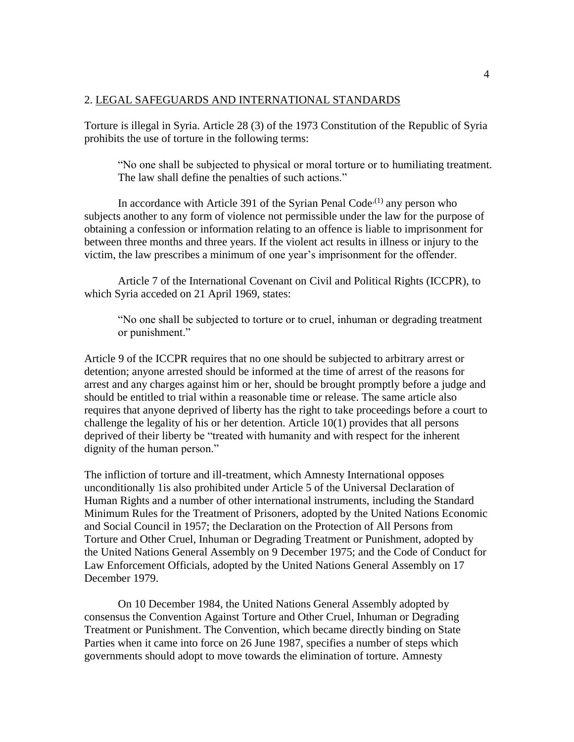## 2. LEGAL SAFEGUARDS AND INTERNATIONAL STANDARDS

Torture is illegal in Syria. Article 28 (3) of the 1973 Constitution of the Republic of Syria prohibits the use of torture in the following terms:

> "No one shall be subjected to physical or moral torture or to humiliating treatment. The law shall define the penalties of such actions."

In accordance with Article 391 of the Syrian Penal Code[(1)] any person who subjects another to any form of violence not permissible under the law for the purpose of obtaining a confession or information relating to an offence is liable to imprisonment for between three months and three years. If the violent act results in illness or injury to the victim, the law prescribes a minimum of one year's imprisonment for the offender.

Article 7 of the International Covenant on Civil and Political Rights (ICCPR), to which Syria acceded on 21 April 1969, states:

> "No one shall be subjected to torture or to cruel, inhuman or degrading treatment or punishment."

Article 9 of the ICCPR requires that no one should be subjected to arbitrary arrest or detention; anyone arrested should be informed at the time of arrest of the reasons for arrest and any charges against him or her, should be brought promptly before a judge and should be entitled to trial within a reasonable time or release. The same article also requires that anyone deprived of liberty has the right to take proceedings before a court to challenge the legality of his or her detention. Article 10(1) provides that all persons deprived of their liberty be "treated with humanity and with respect for the inherent dignity of the human person."

The infliction of torture and ill-treatment, which Amnesty International opposes unconditionally 1is also prohibited under Article 5 of the Universal Declaration of Human Rights and a number of other international instruments, including the Standard Minimum Rules for the Treatment of Prisoners, adopted by the United Nations Economic and Social Council in 1957; the Declaration on the Protection of All Persons from Torture and Other Cruel, Inhuman or Degrading Treatment or Punishment, adopted by the United Nations General Assembly on 9 December 1975; and the Code of Conduct for Law Enforcement Officials, adopted by the United Nations General Assembly on 17 December 1979.

On 10 December 1984, the United Nations General Assembly adopted by consensus the Convention Against Torture and Other Cruel, Inhuman or Degrading Treatment or Punishment. The Convention, which became directly binding on State Parties when it came into force on 26 June 1987, specifies a number of steps which governments should adopt to move towards the elimination of torture. Amnesty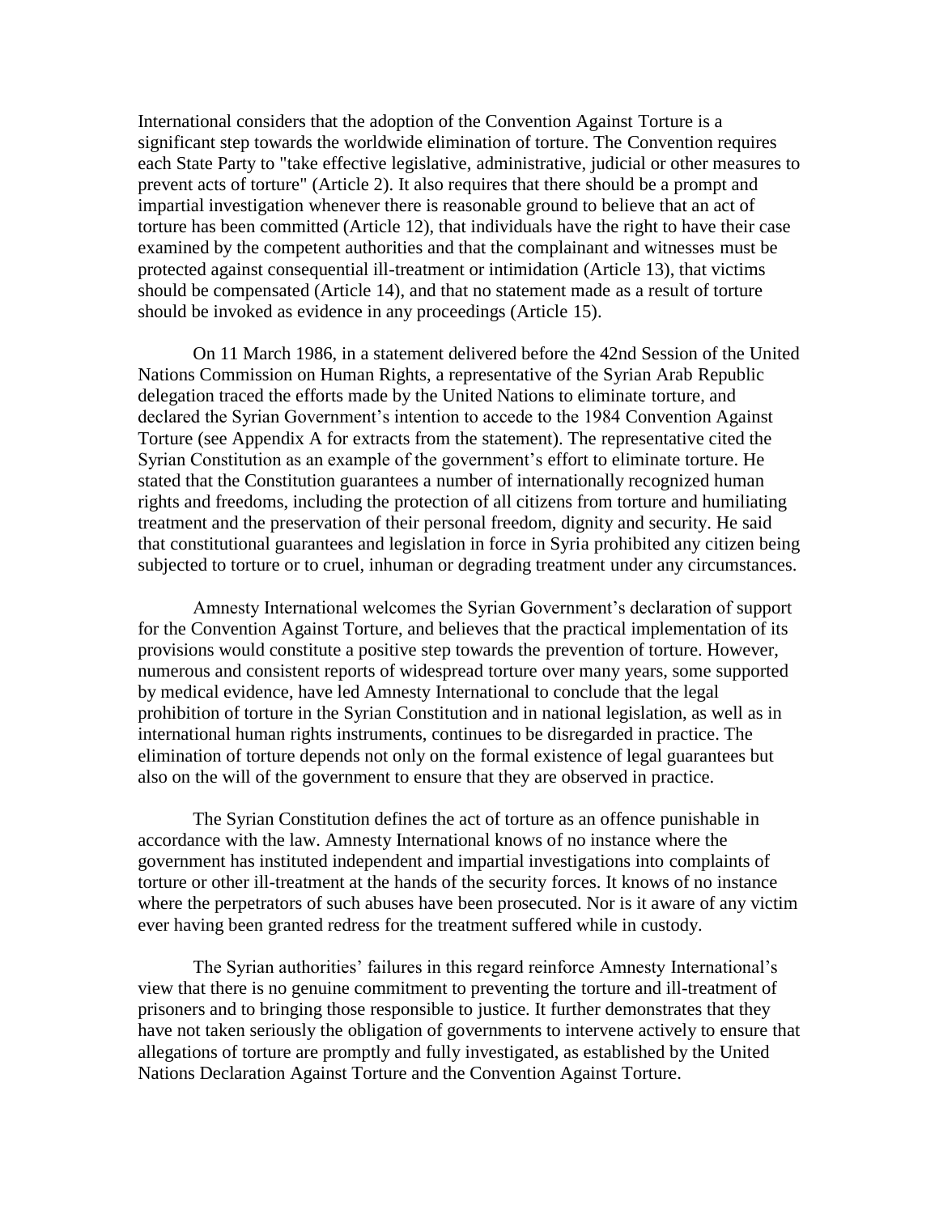International considers that the adoption of the Convention Against Torture is a significant step towards the worldwide elimination of torture. The Convention requires each State Party to "take effective legislative, administrative, judicial or other measures to prevent acts of torture" (Article 2). It also requires that there should be a prompt and impartial investigation whenever there is reasonable ground to believe that an act of torture has been committed (Article 12), that individuals have the right to have their case examined by the competent authorities and that the complainant and witnesses must be protected against consequential ill-treatment or intimidation (Article 13), that victims should be compensated (Article 14), and that no statement made as a result of torture should be invoked as evidence in any proceedings (Article 15).

On 11 March 1986, in a statement delivered before the 42nd Session of the United Nations Commission on Human Rights, a representative of the Syrian Arab Republic delegation traced the efforts made by the United Nations to eliminate torture, and declared the Syrian Government's intention to accede to the 1984 Convention Against Torture (see Appendix A for extracts from the statement). The representative cited the Syrian Constitution as an example of the government's effort to eliminate torture. He stated that the Constitution guarantees a number of internationally recognized human rights and freedoms, including the protection of all citizens from torture and humiliating treatment and the preservation of their personal freedom, dignity and security. He said that constitutional guarantees and legislation in force in Syria prohibited any citizen being subjected to torture or to cruel, inhuman or degrading treatment under any circumstances.

Amnesty International welcomes the Syrian Government's declaration of support for the Convention Against Torture, and believes that the practical implementation of its provisions would constitute a positive step towards the prevention of torture. However, numerous and consistent reports of widespread torture over many years, some supported by medical evidence, have led Amnesty International to conclude that the legal prohibition of torture in the Syrian Constitution and in national legislation, as well as in international human rights instruments, continues to be disregarded in practice. The elimination of torture depends not only on the formal existence of legal guarantees but also on the will of the government to ensure that they are observed in practice.

The Syrian Constitution defines the act of torture as an offence punishable in accordance with the law. Amnesty International knows of no instance where the government has instituted independent and impartial investigations into complaints of torture or other ill-treatment at the hands of the security forces. It knows of no instance where the perpetrators of such abuses have been prosecuted. Nor is it aware of any victim ever having been granted redress for the treatment suffered while in custody.

The Syrian authorities' failures in this regard reinforce Amnesty International's view that there is no genuine commitment to preventing the torture and ill-treatment of prisoners and to bringing those responsible to justice. It further demonstrates that they have not taken seriously the obligation of governments to intervene actively to ensure that allegations of torture are promptly and fully investigated, as established by the United Nations Declaration Against Torture and the Convention Against Torture.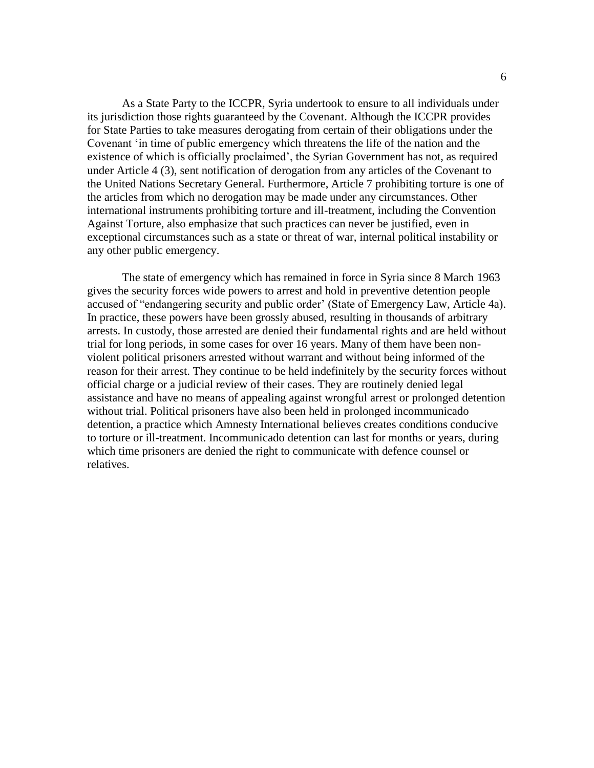As a State Party to the ICCPR, Syria undertook to ensure to all individuals under its jurisdiction those rights guaranteed by the Covenant. Although the ICCPR provides for State Parties to take measures derogating from certain of their obligations under the Covenant 'in time of public emergency which threatens the life of the nation and the existence of which is officially proclaimed', the Syrian Government has not, as required under Article 4 (3), sent notification of derogation from any articles of the Covenant to the United Nations Secretary General. Furthermore, Article 7 prohibiting torture is one of the articles from which no derogation may be made under any circumstances. Other international instruments prohibiting torture and ill-treatment, including the Convention Against Torture, also emphasize that such practices can never be justified, even in exceptional circumstances such as a state or threat of war, internal political instability or any other public emergency.

The state of emergency which has remained in force in Syria since 8 March 1963 gives the security forces wide powers to arrest and hold in preventive detention people accused of "endangering security and public order' (State of Emergency Law, Article 4a). In practice, these powers have been grossly abused, resulting in thousands of arbitrary arrests. In custody, those arrested are denied their fundamental rights and are held without trial for long periods, in some cases for over 16 years. Many of them have been non-violent political prisoners arrested without warrant and without being informed of the reason for their arrest. They continue to be held indefinitely by the security forces without official charge or a judicial review of their cases. They are routinely denied legal assistance and have no means of appealing against wrongful arrest or prolonged detention without trial. Political prisoners have also been held in prolonged incommunicado detention, a practice which Amnesty International believes creates conditions conducive to torture or ill-treatment. Incommunicado detention can last for months or years, during which time prisoners are denied the right to communicate with defence counsel or relatives.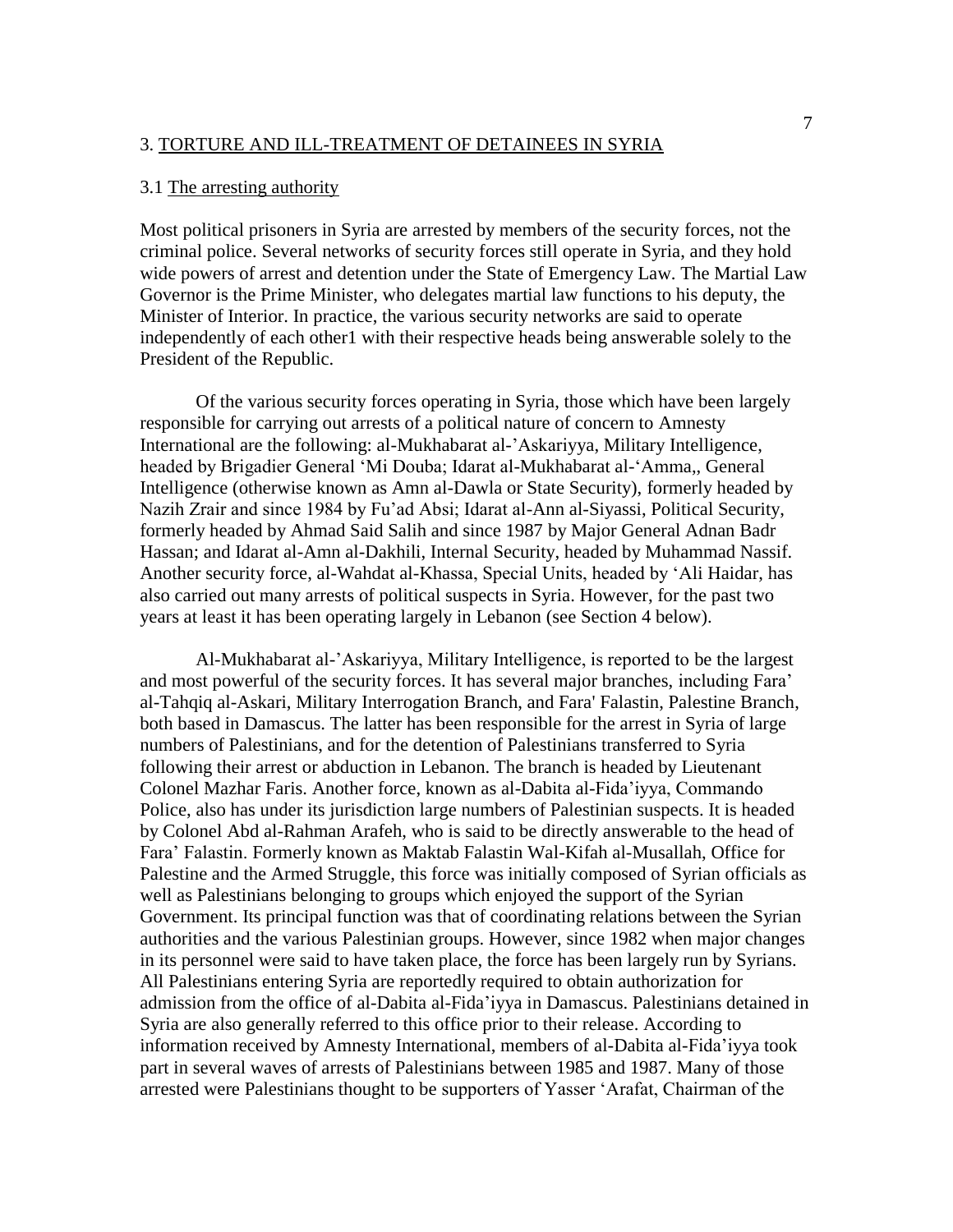## 3. TORTURE AND ILL-TREATMENT OF DETAINEES IN SYRIA

### 3.1 The arresting authority

Most political prisoners in Syria are arrested by members of the security forces, not the criminal police. Several networks of security forces still operate in Syria, and they hold wide powers of arrest and detention under the State of Emergency Law. The Martial Law Governor is the Prime Minister, who delegates martial law functions to his deputy, the Minister of Interior. In practice, the various security networks are said to operate independently of each other[1] with their respective heads being answerable solely to the President of the Republic.

Of the various security forces operating in Syria, those which have been largely responsible for carrying out arrests of a political nature of concern to Amnesty International are the following: al-Mukhabarat al-'Askariyya, Military Intelligence, headed by Brigadier General 'Mi Douba; Idarat al-Mukhabarat al-'Amma,, General Intelligence (otherwise known as Amn al-Dawla or State Security), formerly headed by Nazih Zrair and since 1984 by Fu'ad Absi; Idarat al-Ann al-Siyassi, Political Security, formerly headed by Ahmad Said Salih and since 1987 by Major General Adnan Badr Hassan; and Idarat al-Amn al-Dakhili, Internal Security, headed by Muhammad Nassif. Another security force, al-Wahdat al-Khassa, Special Units, headed by 'Ali Haidar, has also carried out many arrests of political suspects in Syria. However, for the past two years at least it has been operating largely in Lebanon (see Section 4 below).

Al-Mukhabarat al-'Askariyya, Military Intelligence, is reported to be the largest and most powerful of the security forces. It has several major branches, including Fara' al-Tahqiq al-Askari, Military Interrogation Branch, and Fara' Falastin, Palestine Branch, both based in Damascus. The latter has been responsible for the arrest in Syria of large numbers of Palestinians, and for the detention of Palestinians transferred to Syria following their arrest or abduction in Lebanon. The branch is headed by Lieutenant Colonel Mazhar Faris. Another force, known as al-Dabita al-Fida'iyya, Commando Police, also has under its jurisdiction large numbers of Palestinian suspects. It is headed by Colonel Abd al-Rahman Arafeh, who is said to be directly answerable to the head of Fara' Falastin. Formerly known as Maktab Falastin Wal-Kifah al-Musallah, Office for Palestine and the Armed Struggle, this force was initially composed of Syrian officials as well as Palestinians belonging to groups which enjoyed the support of the Syrian Government. Its principal function was that of coordinating relations between the Syrian authorities and the various Palestinian groups. However, since 1982 when major changes in its personnel were said to have taken place, the force has been largely run by Syrians. All Palestinians entering Syria are reportedly required to obtain authorization for admission from the office of al-Dabita al-Fida'iyya in Damascus. Palestinians detained in Syria are also generally referred to this office prior to their release. According to information received by Amnesty International, members of al-Dabita al-Fida'iyya took part in several waves of arrests of Palestinians between 1985 and 1987. Many of those arrested were Palestinians thought to be supporters of Yasser 'Arafat, Chairman of the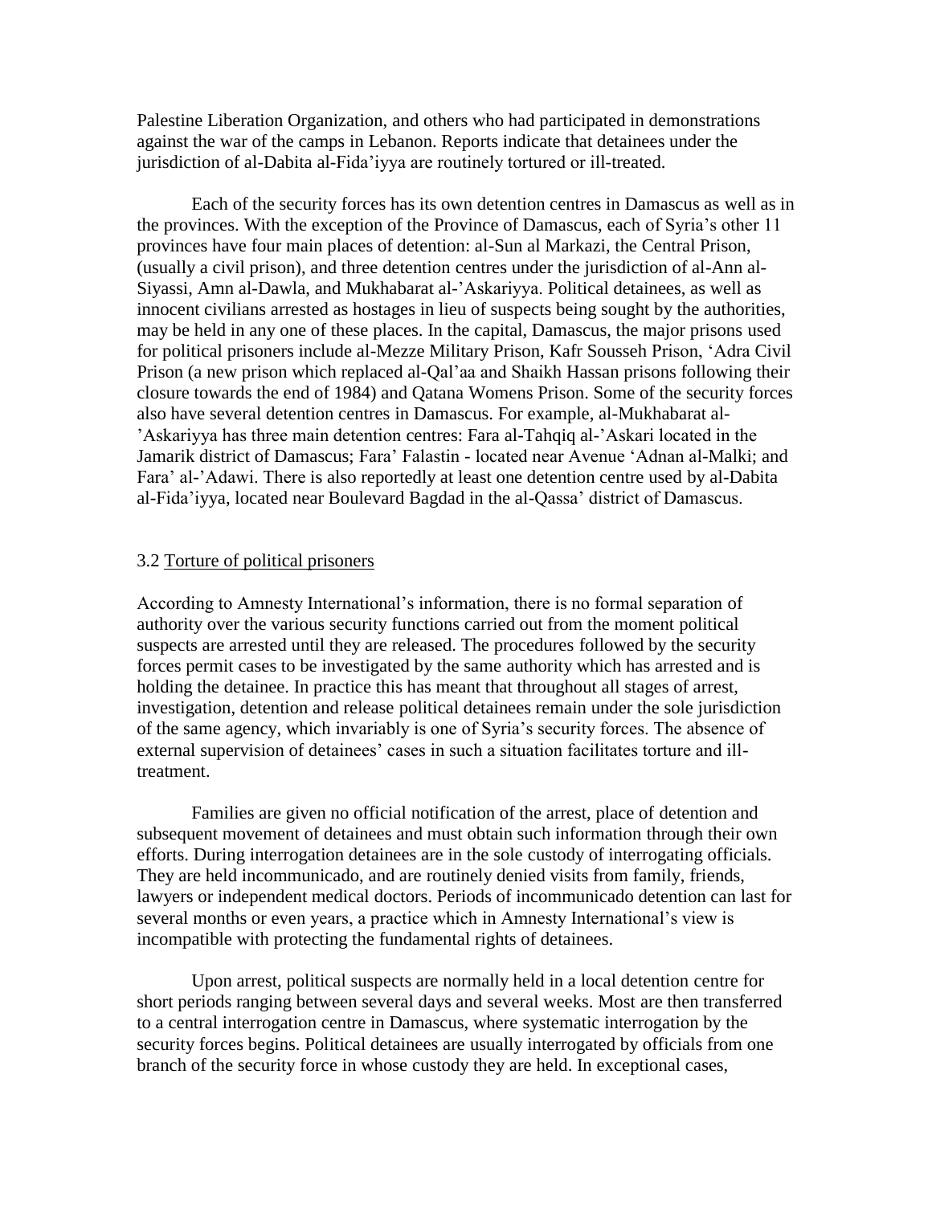Palestine Liberation Organization, and others who had participated in demonstrations against the war of the camps in Lebanon. Reports indicate that detainees under the jurisdiction of al-Dabita al-Fida'iyya are routinely tortured or ill-treated.

Each of the security forces has its own detention centres in Damascus as well as in the provinces. With the exception of the Province of Damascus, each of Syria's other 11 provinces have four main places of detention: al-Sun al Markazi, the Central Prison, (usually a civil prison), and three detention centres under the jurisdiction of al-Ann al-Siyassi, Amn al-Dawla, and Mukhabarat al-'Askariyya. Political detainees, as well as innocent civilians arrested as hostages in lieu of suspects being sought by the authorities, may be held in any one of these places. In the capital, Damascus, the major prisons used for political prisoners include al-Mezze Military Prison, Kafr Sousseh Prison, 'Adra Civil Prison (a new prison which replaced al-Qal'aa and Shaikh Hassan prisons following their closure towards the end of 1984) and Qatana Womens Prison. Some of the security forces also have several detention centres in Damascus. For example, al-Mukhabarat al-'Askariyya has three main detention centres: Fara al-Tahqiq al-'Askari located in the Jamarik district of Damascus; Fara' Falastin - located near Avenue 'Adnan al-Malki; and Fara' al-'Adawi. There is also reportedly at least one detention centre used by al-Dabita al-Fida'iyya, located near Boulevard Bagdad in the al-Qassa' district of Damascus.

## 3.2 Torture of political prisoners

According to Amnesty International's information, there is no formal separation of authority over the various security functions carried out from the moment political suspects are arrested until they are released. The procedures followed by the security forces permit cases to be investigated by the same authority which has arrested and is holding the detainee. In practice this has meant that throughout all stages of arrest, investigation, detention and release political detainees remain under the sole jurisdiction of the same agency, which invariably is one of Syria's security forces. The absence of external supervision of detainees' cases in such a situation facilitates torture and ill-treatment.

Families are given no official notification of the arrest, place of detention and subsequent movement of detainees and must obtain such information through their own efforts. During interrogation detainees are in the sole custody of interrogating officials. They are held incommunicado, and are routinely denied visits from family, friends, lawyers or independent medical doctors. Periods of incommunicado detention can last for several months or even years, a practice which in Amnesty International's view is incompatible with protecting the fundamental rights of detainees.

Upon arrest, political suspects are normally held in a local detention centre for short periods ranging between several days and several weeks. Most are then transferred to a central interrogation centre in Damascus, where systematic interrogation by the security forces begins. Political detainees are usually interrogated by officials from one branch of the security force in whose custody they are held. In exceptional cases,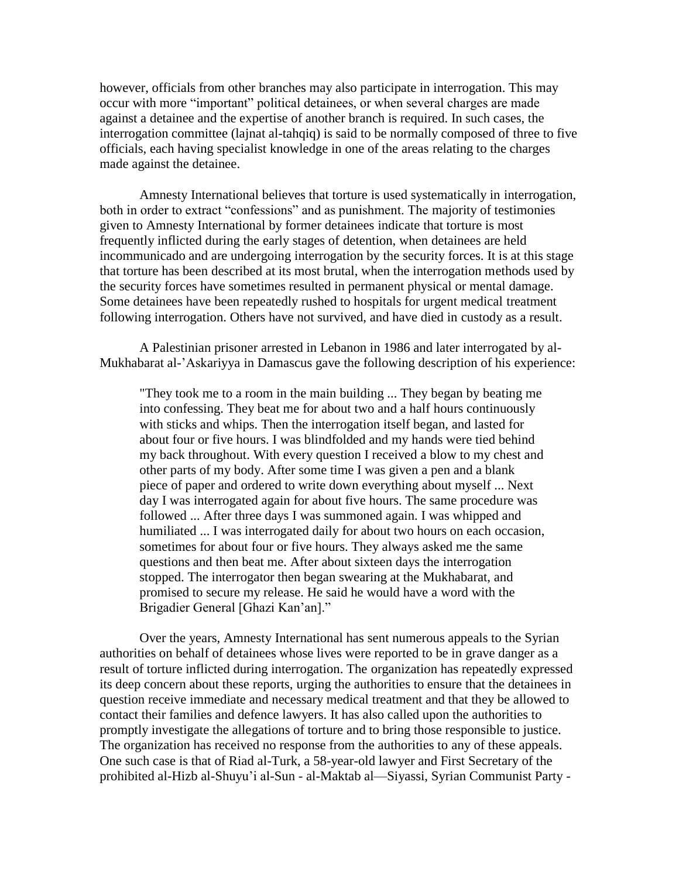however, officials from other branches may also participate in interrogation. This may occur with more "important" political detainees, or when several charges are made against a detainee and the expertise of another branch is required. In such cases, the interrogation committee (lajnat al-tahqiq) is said to be normally composed of three to five officials, each having specialist knowledge in one of the areas relating to the charges made against the detainee.

Amnesty International believes that torture is used systematically in interrogation, both in order to extract "confessions" and as punishment. The majority of testimonies given to Amnesty International by former detainees indicate that torture is most frequently inflicted during the early stages of detention, when detainees are held incommunicado and are undergoing interrogation by the security forces. It is at this stage that torture has been described at its most brutal, when the interrogation methods used by the security forces have sometimes resulted in permanent physical or mental damage. Some detainees have been repeatedly rushed to hospitals for urgent medical treatment following interrogation. Others have not survived, and have died in custody as a result.

A Palestinian prisoner arrested in Lebanon in 1986 and later interrogated by al-Mukhabarat al-'Askariyya in Damascus gave the following description of his experience:

> "They took me to a room in the main building ... They began by beating me into confessing. They beat me for about two and a half hours continuously with sticks and whips. Then the interrogation itself began, and lasted for about four or five hours. I was blindfolded and my hands were tied behind my back throughout. With every question I received a blow to my chest and other parts of my body. After some time I was given a pen and a blank piece of paper and ordered to write down everything about myself ... Next day I was interrogated again for about five hours. The same procedure was followed ... After three days I was summoned again. I was whipped and humiliated ... I was interrogated daily for about two hours on each occasion, sometimes for about four or five hours. They always asked me the same questions and then beat me. After about sixteen days the interrogation stopped. The interrogator then began swearing at the Mukhabarat, and promised to secure my release. He said he would have a word with the Brigadier General [Ghazi Kan'an]."

Over the years, Amnesty International has sent numerous appeals to the Syrian authorities on behalf of detainees whose lives were reported to be in grave danger as a result of torture inflicted during interrogation. The organization has repeatedly expressed its deep concern about these reports, urging the authorities to ensure that the detainees in question receive immediate and necessary medical treatment and that they be allowed to contact their families and defence lawyers. It has also called upon the authorities to promptly investigate the allegations of torture and to bring those responsible to justice. The organization has received no response from the authorities to any of these appeals. One such case is that of Riad al-Turk, a 58-year-old lawyer and First Secretary of the prohibited al-Hizb al-Shuyu'i al-Sun - al-Maktab al—Siyassi, Syrian Communist Party -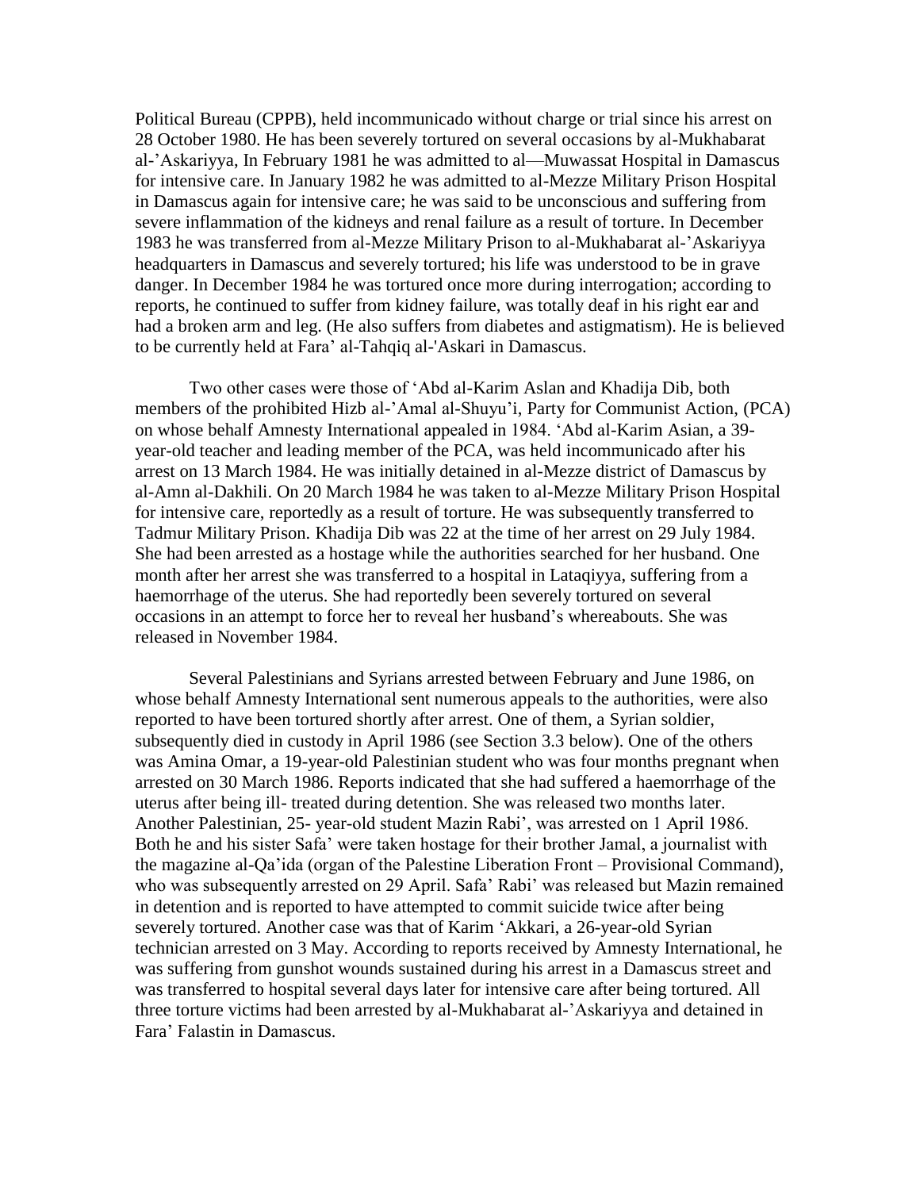Political Bureau (CPPB), held incommunicado without charge or trial since his arrest on 28 October 1980. He has been severely tortured on several occasions by al-Mukhabarat al-'Askariyya, In February 1981 he was admitted to al—Muwassat Hospital in Damascus for intensive care. In January 1982 he was admitted to al-Mezze Military Prison Hospital in Damascus again for intensive care; he was said to be unconscious and suffering from severe inflammation of the kidneys and renal failure as a result of torture. In December 1983 he was transferred from al-Mezze Military Prison to al-Mukhabarat al-'Askariyya headquarters in Damascus and severely tortured; his life was understood to be in grave danger. In December 1984 he was tortured once more during interrogation; according to reports, he continued to suffer from kidney failure, was totally deaf in his right ear and had a broken arm and leg. (He also suffers from diabetes and astigmatism). He is believed to be currently held at Fara' al-Tahqiq al-'Askari in Damascus.

Two other cases were those of 'Abd al-Karim Aslan and Khadija Dib, both members of the prohibited Hizb al-'Amal al-Shuyu'i, Party for Communist Action, (PCA) on whose behalf Amnesty International appealed in 1984. 'Abd al-Karim Asian, a 39-year-old teacher and leading member of the PCA, was held incommunicado after his arrest on 13 March 1984. He was initially detained in al-Mezze district of Damascus by al-Amn al-Dakhili. On 20 March 1984 he was taken to al-Mezze Military Prison Hospital for intensive care, reportedly as a result of torture. He was subsequently transferred to Tadmur Military Prison. Khadija Dib was 22 at the time of her arrest on 29 July 1984. She had been arrested as a hostage while the authorities searched for her husband. One month after her arrest she was transferred to a hospital in Lataqiyya, suffering from a haemorrhage of the uterus. She had reportedly been severely tortured on several occasions in an attempt to force her to reveal her husband's whereabouts. She was released in November 1984.

Several Palestinians and Syrians arrested between February and June 1986, on whose behalf Amnesty International sent numerous appeals to the authorities, were also reported to have been tortured shortly after arrest. One of them, a Syrian soldier, subsequently died in custody in April 1986 (see Section 3.3 below). One of the others was Amina Omar, a 19-year-old Palestinian student who was four months pregnant when arrested on 30 March 1986. Reports indicated that she had suffered a haemorrhage of the uterus after being ill- treated during detention. She was released two months later. Another Palestinian, 25- year-old student Mazin Rabi', was arrested on 1 April 1986. Both he and his sister Safa' were taken hostage for their brother Jamal, a journalist with the magazine al-Qa'ida (organ of the Palestine Liberation Front – Provisional Command), who was subsequently arrested on 29 April. Safa' Rabi' was released but Mazin remained in detention and is reported to have attempted to commit suicide twice after being severely tortured. Another case was that of Karim 'Akkari, a 26-year-old Syrian technician arrested on 3 May. According to reports received by Amnesty International, he was suffering from gunshot wounds sustained during his arrest in a Damascus street and was transferred to hospital several days later for intensive care after being tortured. All three torture victims had been arrested by al-Mukhabarat al-'Askariyya and detained in Fara' Falastin in Damascus.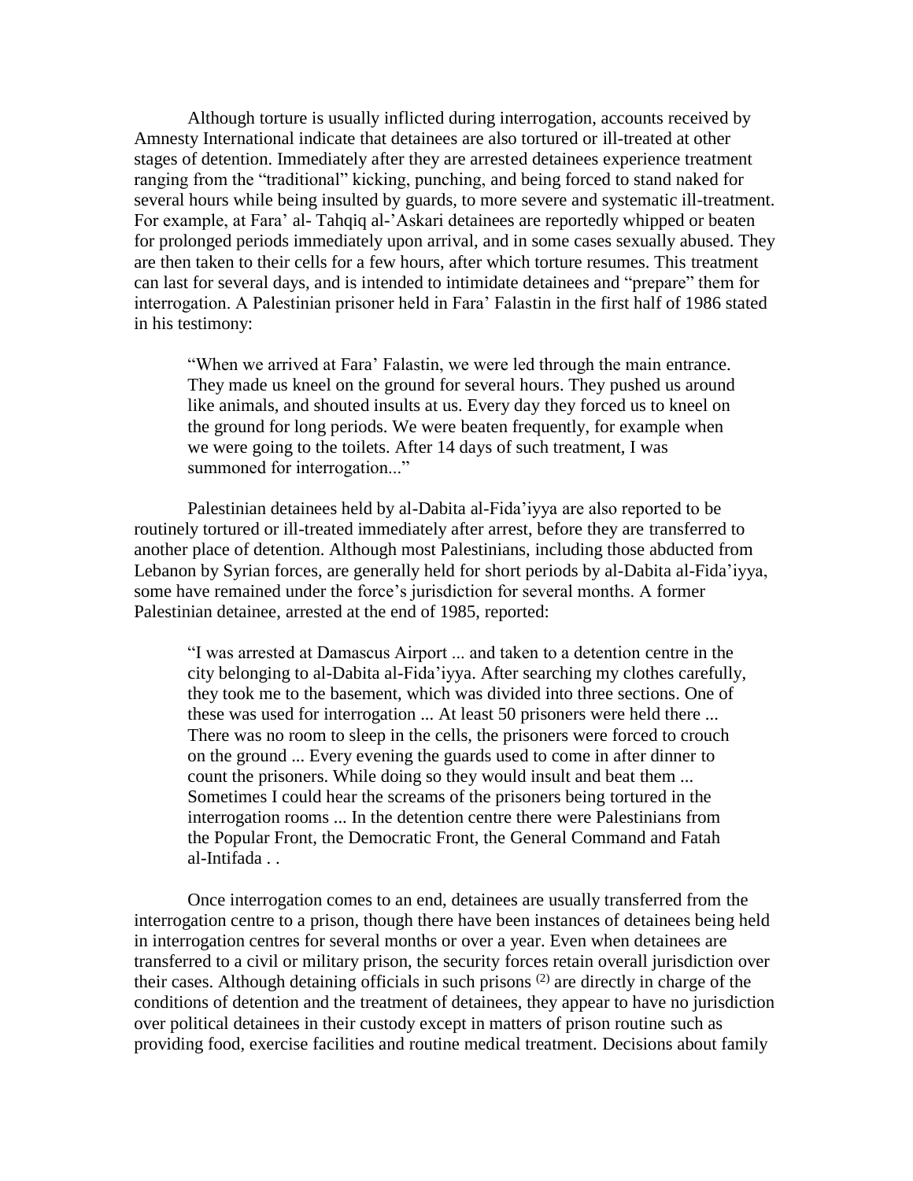Although torture is usually inflicted during interrogation, accounts received by Amnesty International indicate that detainees are also tortured or ill-treated at other stages of detention. Immediately after they are arrested detainees experience treatment ranging from the "traditional" kicking, punching, and being forced to stand naked for several hours while being insulted by guards, to more severe and systematic ill-treatment. For example, at Fara' al- Tahqiq al-'Askari detainees are reportedly whipped or beaten for prolonged periods immediately upon arrival, and in some cases sexually abused. They are then taken to their cells for a few hours, after which torture resumes. This treatment can last for several days, and is intended to intimidate detainees and "prepare" them for interrogation. A Palestinian prisoner held in Fara' Falastin in the first half of 1986 stated in his testimony:

> "When we arrived at Fara' Falastin, we were led through the main entrance. They made us kneel on the ground for several hours. They pushed us around like animals, and shouted insults at us. Every day they forced us to kneel on the ground for long periods. We were beaten frequently, for example when we were going to the toilets. After 14 days of such treatment, I was summoned for interrogation..."

Palestinian detainees held by al-Dabita al-Fida'iyya are also reported to be routinely tortured or ill-treated immediately after arrest, before they are transferred to another place of detention. Although most Palestinians, including those abducted from Lebanon by Syrian forces, are generally held for short periods by al-Dabita al-Fida'iyya, some have remained under the force's jurisdiction for several months. A former Palestinian detainee, arrested at the end of 1985, reported:

> "I was arrested at Damascus Airport ... and taken to a detention centre in the city belonging to al-Dabita al-Fida'iyya. After searching my clothes carefully, they took me to the basement, which was divided into three sections. One of these was used for interrogation ... At least 50 prisoners were held there ... There was no room to sleep in the cells, the prisoners were forced to crouch on the ground ... Every evening the guards used to come in after dinner to count the prisoners. While doing so they would insult and beat them ... Sometimes I could hear the screams of the prisoners being tortured in the interrogation rooms ... In the detention centre there were Palestinians from the Popular Front, the Democratic Front, the General Command and Fatah al-Intifada . .

Once interrogation comes to an end, detainees are usually transferred from the interrogation centre to a prison, though there have been instances of detainees being held in interrogation centres for several months or over a year. Even when detainees are transferred to a civil or military prison, the security forces retain overall jurisdiction over their cases. Although detaining officials in such prisons [(2)] are directly in charge of the conditions of detention and the treatment of detainees, they appear to have no jurisdiction over political detainees in their custody except in matters of prison routine such as providing food, exercise facilities and routine medical treatment. Decisions about family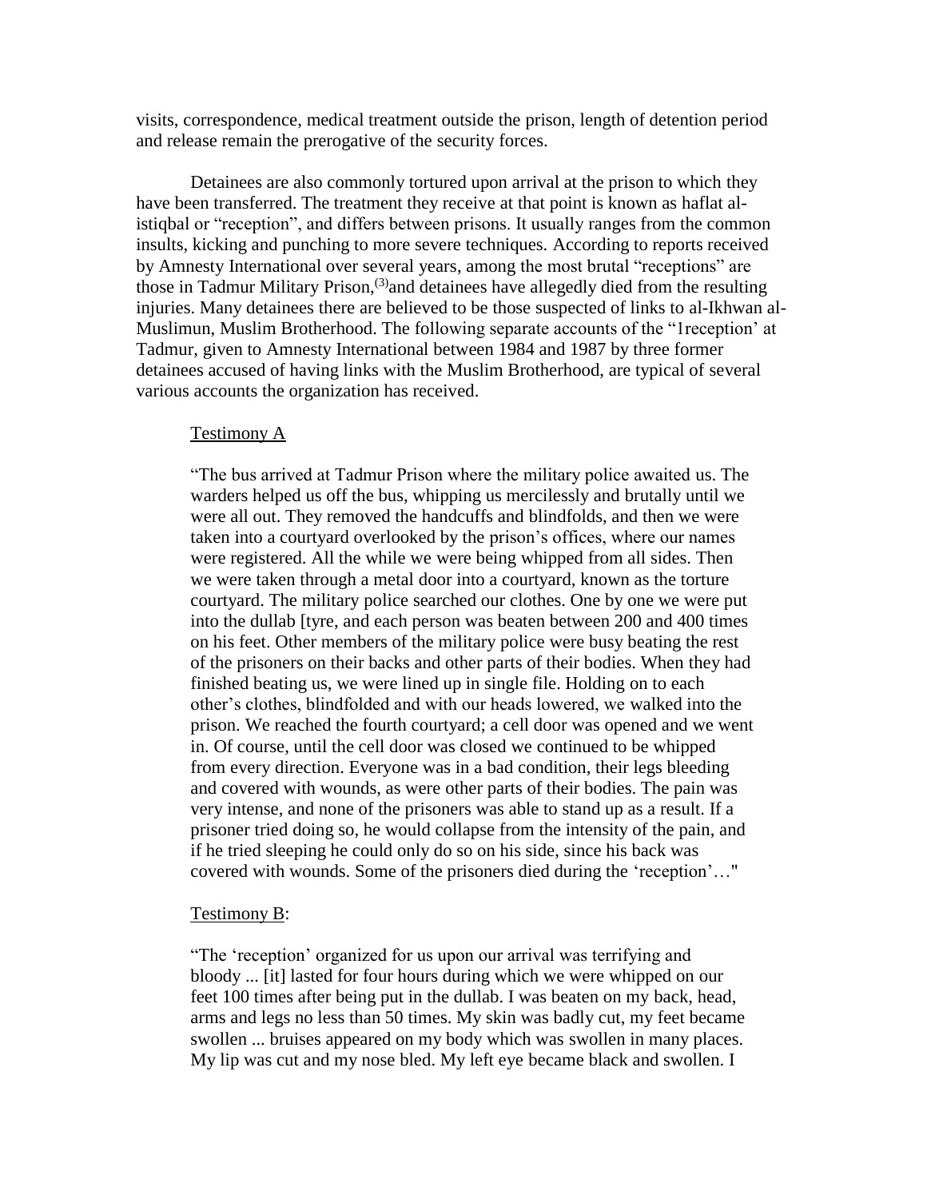visits, correspondence, medical treatment outside the prison, length of detention period and release remain the prerogative of the security forces.

Detainees are also commonly tortured upon arrival at the prison to which they have been transferred. The treatment they receive at that point is known as haflat al-istiqbal or "reception", and differs between prisons. It usually ranges from the common insults, kicking and punching to more severe techniques. According to reports received by Amnesty International over several years, among the most brutal "receptions" are those in Tadmur Military Prison,[(3)] and detainees have allegedly died from the resulting injuries. Many detainees there are believed to be those suspected of links to al-Ikhwan al-Muslimun, Muslim Brotherhood. The following separate accounts of the "1reception' at Tadmur, given to Amnesty International between 1984 and 1987 by three former detainees accused of having links with the Muslim Brotherhood, are typical of several various accounts the organization has received.

Testimony A

> "The bus arrived at Tadmur Prison where the military police awaited us. The warders helped us off the bus, whipping us mercilessly and brutally until we were all out. They removed the handcuffs and blindfolds, and then we were taken into a courtyard overlooked by the prison's offices, where our names were registered. All the while we were being whipped from all sides. Then we were taken through a metal door into a courtyard, known as the torture courtyard. The military police searched our clothes. One by one we were put into the dullab [tyre, and each person was beaten between 200 and 400 times on his feet. Other members of the military police were busy beating the rest of the prisoners on their backs and other parts of their bodies. When they had finished beating us, we were lined up in single file. Holding on to each other's clothes, blindfolded and with our heads lowered, we walked into the prison. We reached the fourth courtyard; a cell door was opened and we went in. Of course, until the cell door was closed we continued to be whipped from every direction. Everyone was in a bad condition, their legs bleeding and covered with wounds, as were other parts of their bodies. The pain was very intense, and none of the prisoners was able to stand up as a result. If a prisoner tried doing so, he would collapse from the intensity of the pain, and if he tried sleeping he could only do so on his side, since his back was covered with wounds. Some of the prisoners died during the 'reception'…"

Testimony B:

> "The 'reception' organized for us upon our arrival was terrifying and bloody ... [it] lasted for four hours during which we were whipped on our feet 100 times after being put in the dullab. I was beaten on my back, head, arms and legs no less than 50 times. My skin was badly cut, my feet became swollen ... bruises appeared on my body which was swollen in many places. My lip was cut and my nose bled. My left eye became black and swollen. I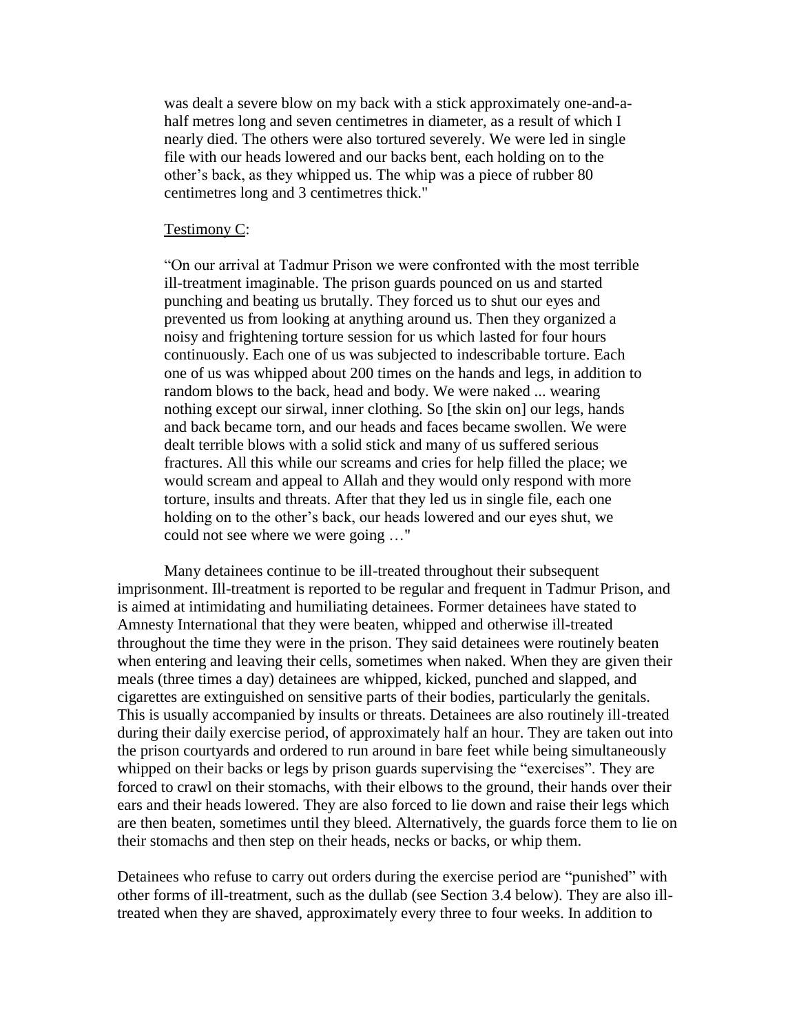> was dealt a severe blow on my back with a stick approximately one-and-a-half metres long and seven centimetres in diameter, as a result of which I nearly died. The others were also tortured severely. We were led in single file with our heads lowered and our backs bent, each holding on to the other's back, as they whipped us. The whip was a piece of rubber 80 centimetres long and 3 centimetres thick."

Testimony C:

> "On our arrival at Tadmur Prison we were confronted with the most terrible ill-treatment imaginable. The prison guards pounced on us and started punching and beating us brutally. They forced us to shut our eyes and prevented us from looking at anything around us. Then they organized a noisy and frightening torture session for us which lasted for four hours continuously. Each one of us was subjected to indescribable torture. Each one of us was whipped about 200 times on the hands and legs, in addition to random blows to the back, head and body. We were naked ... wearing nothing except our sirwal, inner clothing. So [the skin on] our legs, hands and back became torn, and our heads and faces became swollen. We were dealt terrible blows with a solid stick and many of us suffered serious fractures. All this while our screams and cries for help filled the place; we would scream and appeal to Allah and they would only respond with more torture, insults and threats. After that they led us in single file, each one holding on to the other's back, our heads lowered and our eyes shut, we could not see where we were going …"

Many detainees continue to be ill-treated throughout their subsequent imprisonment. Ill-treatment is reported to be regular and frequent in Tadmur Prison, and is aimed at intimidating and humiliating detainees. Former detainees have stated to Amnesty International that they were beaten, whipped and otherwise ill-treated throughout the time they were in the prison. They said detainees were routinely beaten when entering and leaving their cells, sometimes when naked. When they are given their meals (three times a day) detainees are whipped, kicked, punched and slapped, and cigarettes are extinguished on sensitive parts of their bodies, particularly the genitals. This is usually accompanied by insults or threats. Detainees are also routinely ill-treated during their daily exercise period, of approximately half an hour. They are taken out into the prison courtyards and ordered to run around in bare feet while being simultaneously whipped on their backs or legs by prison guards supervising the "exercises". They are forced to crawl on their stomachs, with their elbows to the ground, their hands over their ears and their heads lowered. They are also forced to lie down and raise their legs which are then beaten, sometimes until they bleed. Alternatively, the guards force them to lie on their stomachs and then step on their heads, necks or backs, or whip them.

Detainees who refuse to carry out orders during the exercise period are "punished" with other forms of ill-treatment, such as the dullab (see Section 3.4 below). They are also ill-treated when they are shaved, approximately every three to four weeks. In addition to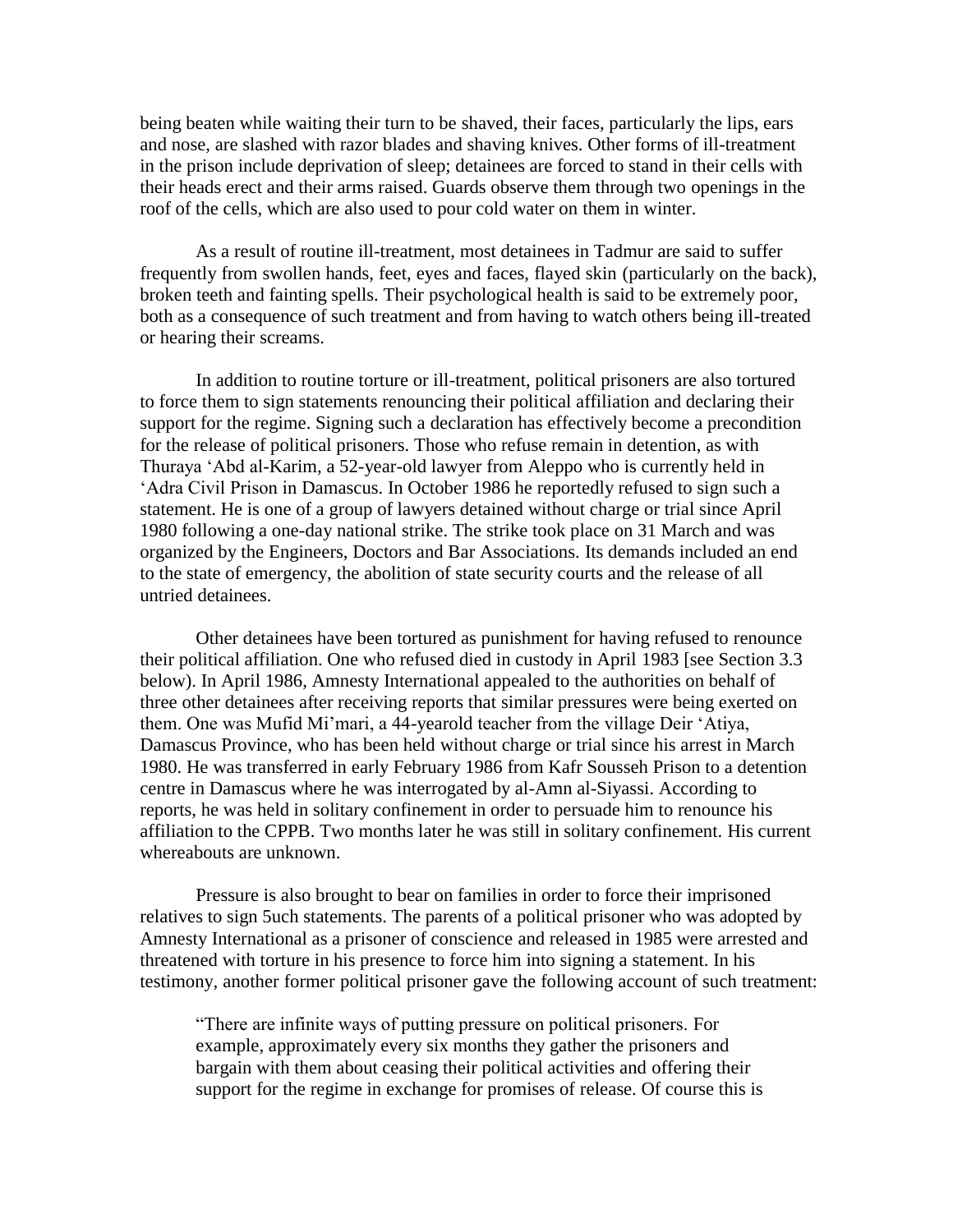being beaten while waiting their turn to be shaved, their faces, particularly the lips, ears and nose, are slashed with razor blades and shaving knives. Other forms of ill-treatment in the prison include deprivation of sleep; detainees are forced to stand in their cells with their heads erect and their arms raised. Guards observe them through two openings in the roof of the cells, which are also used to pour cold water on them in winter.

As a result of routine ill-treatment, most detainees in Tadmur are said to suffer frequently from swollen hands, feet, eyes and faces, flayed skin (particularly on the back), broken teeth and fainting spells. Their psychological health is said to be extremely poor, both as a consequence of such treatment and from having to watch others being ill-treated or hearing their screams.

In addition to routine torture or ill-treatment, political prisoners are also tortured to force them to sign statements renouncing their political affiliation and declaring their support for the regime. Signing such a declaration has effectively become a precondition for the release of political prisoners. Those who refuse remain in detention, as with Thuraya 'Abd al-Karim, a 52-year-old lawyer from Aleppo who is currently held in 'Adra Civil Prison in Damascus. In October 1986 he reportedly refused to sign such a statement. He is one of a group of lawyers detained without charge or trial since April 1980 following a one-day national strike. The strike took place on 31 March and was organized by the Engineers, Doctors and Bar Associations. Its demands included an end to the state of emergency, the abolition of state security courts and the release of all untried detainees.

Other detainees have been tortured as punishment for having refused to renounce their political affiliation. One who refused died in custody in April 1983 [see Section 3.3 below). In April 1986, Amnesty International appealed to the authorities on behalf of three other detainees after receiving reports that similar pressures were being exerted on them. One was Mufid Mi'mari, a 44-yearold teacher from the village Deir 'Atiya, Damascus Province, who has been held without charge or trial since his arrest in March 1980. He was transferred in early February 1986 from Kafr Sousseh Prison to a detention centre in Damascus where he was interrogated by al-Amn al-Siyassi. According to reports, he was held in solitary confinement in order to persuade him to renounce his affiliation to the CPPB. Two months later he was still in solitary confinement. His current whereabouts are unknown.

Pressure is also brought to bear on families in order to force their imprisoned relatives to sign 5uch statements. The parents of a political prisoner who was adopted by Amnesty International as a prisoner of conscience and released in 1985 were arrested and threatened with torture in his presence to force him into signing a statement. In his testimony, another former political prisoner gave the following account of such treatment:

> "There are infinite ways of putting pressure on political prisoners. For example, approximately every six months they gather the prisoners and bargain with them about ceasing their political activities and offering their support for the regime in exchange for promises of release. Of course this is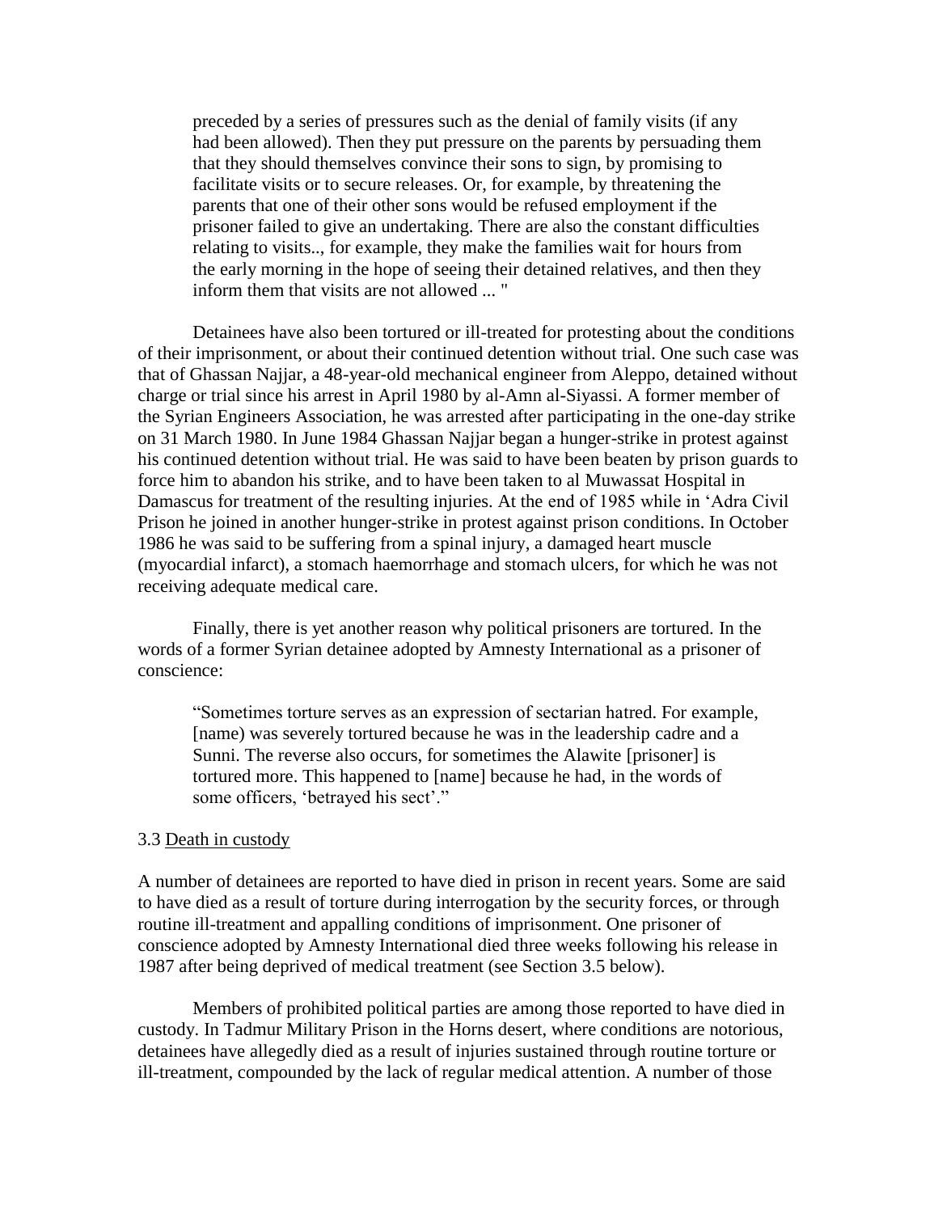preceded by a series of pressures such as the denial of family visits (if any had been allowed). Then they put pressure on the parents by persuading them that they should themselves convince their sons to sign, by promising to facilitate visits or to secure releases. Or, for example, by threatening the parents that one of their other sons would be refused employment if the prisoner failed to give an undertaking. There are also the constant difficulties relating to visits.., for example, they make the families wait for hours from the early morning in the hope of seeing their detained relatives, and then they inform them that visits are not allowed ... "

Detainees have also been tortured or ill-treated for protesting about the conditions of their imprisonment, or about their continued detention without trial. One such case was that of Ghassan Najjar, a 48-year-old mechanical engineer from Aleppo, detained without charge or trial since his arrest in April 1980 by al-Amn al-Siyassi. A former member of the Syrian Engineers Association, he was arrested after participating in the one-day strike on 31 March 1980. In June 1984 Ghassan Najjar began a hunger-strike in protest against his continued detention without trial. He was said to have been beaten by prison guards to force him to abandon his strike, and to have been taken to al Muwassat Hospital in Damascus for treatment of the resulting injuries. At the end of 1985 while in 'Adra Civil Prison he joined in another hunger-strike in protest against prison conditions. In October 1986 he was said to be suffering from a spinal injury, a damaged heart muscle (myocardial infarct), a stomach haemorrhage and stomach ulcers, for which he was not receiving adequate medical care.

Finally, there is yet another reason why political prisoners are tortured. In the words of a former Syrian detainee adopted by Amnesty International as a prisoner of conscience:

> "Sometimes torture serves as an expression of sectarian hatred. For example, [name] was severely tortured because he was in the leadership cadre and a Sunni. The reverse also occurs, for sometimes the Alawite [prisoner] is tortured more. This happened to [name] because he had, in the words of some officers, 'betrayed his sect'."

### 3.3 Death in custody

A number of detainees are reported to have died in prison in recent years. Some are said to have died as a result of torture during interrogation by the security forces, or through routine ill-treatment and appalling conditions of imprisonment. One prisoner of conscience adopted by Amnesty International died three weeks following his release in 1987 after being deprived of medical treatment (see Section 3.5 below).

Members of prohibited political parties are among those reported to have died in custody. In Tadmur Military Prison in the Horns desert, where conditions are notorious, detainees have allegedly died as a result of injuries sustained through routine torture or ill-treatment, compounded by the lack of regular medical attention. A number of those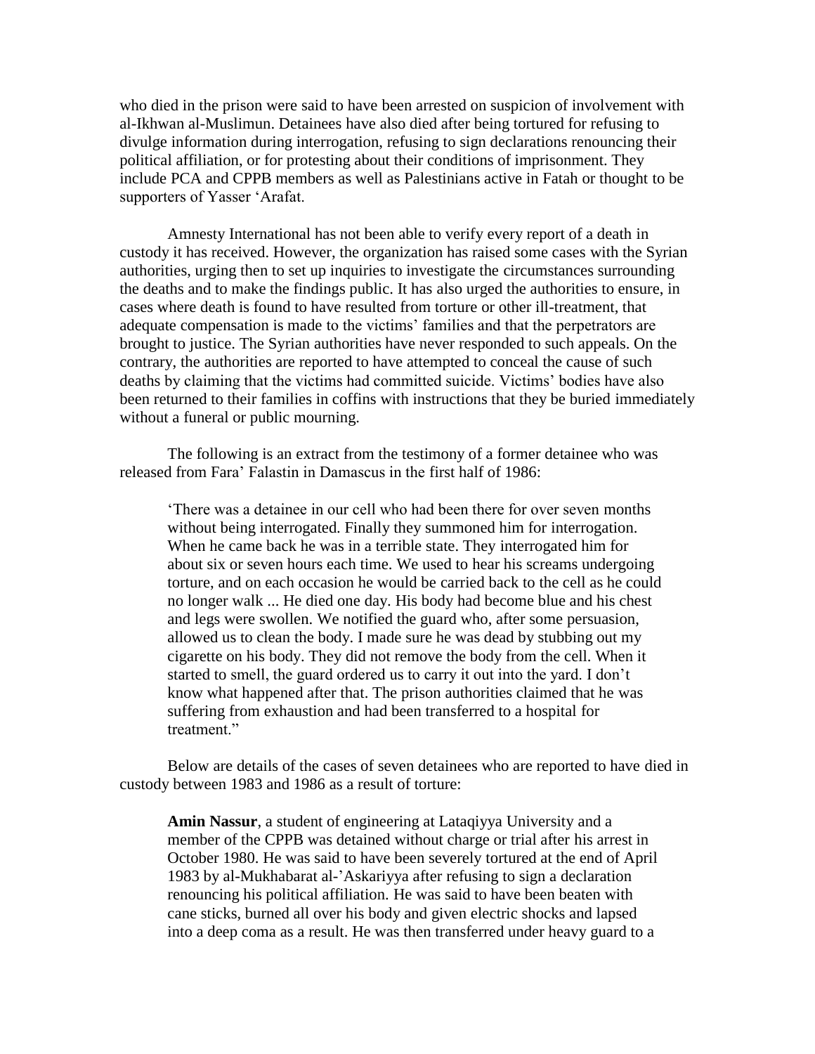who died in the prison were said to have been arrested on suspicion of involvement with al-Ikhwan al-Muslimun. Detainees have also died after being tortured for refusing to divulge information during interrogation, refusing to sign declarations renouncing their political affiliation, or for protesting about their conditions of imprisonment. They include PCA and CPPB members as well as Palestinians active in Fatah or thought to be supporters of Yasser 'Arafat.

Amnesty International has not been able to verify every report of a death in custody it has received. However, the organization has raised some cases with the Syrian authorities, urging then to set up inquiries to investigate the circumstances surrounding the deaths and to make the findings public. It has also urged the authorities to ensure, in cases where death is found to have resulted from torture or other ill-treatment, that adequate compensation is made to the victims' families and that the perpetrators are brought to justice. The Syrian authorities have never responded to such appeals. On the contrary, the authorities are reported to have attempted to conceal the cause of such deaths by claiming that the victims had committed suicide. Victims' bodies have also been returned to their families in coffins with instructions that they be buried immediately without a funeral or public mourning.

The following is an extract from the testimony of a former detainee who was released from Fara' Falastin in Damascus in the first half of 1986:

> 'There was a detainee in our cell who had been there for over seven months without being interrogated. Finally they summoned him for interrogation. When he came back he was in a terrible state. They interrogated him for about six or seven hours each time. We used to hear his screams undergoing torture, and on each occasion he would be carried back to the cell as he could no longer walk ... He died one day. His body had become blue and his chest and legs were swollen. We notified the guard who, after some persuasion, allowed us to clean the body. I made sure he was dead by stubbing out my cigarette on his body. They did not remove the body from the cell. When it started to smell, the guard ordered us to carry it out into the yard. I don't know what happened after that. The prison authorities claimed that he was suffering from exhaustion and had been transferred to a hospital for treatment."

Below are details of the cases of seven detainees who are reported to have died in custody between 1983 and 1986 as a result of torture:

> **Amin Nassur**, a student of engineering at Lataqiyya University and a member of the CPPB was detained without charge or trial after his arrest in October 1980. He was said to have been severely tortured at the end of April 1983 by al-Mukhabarat al-'Askariyya after refusing to sign a declaration renouncing his political affiliation. He was said to have been beaten with cane sticks, burned all over his body and given electric shocks and lapsed into a deep coma as a result. He was then transferred under heavy guard to a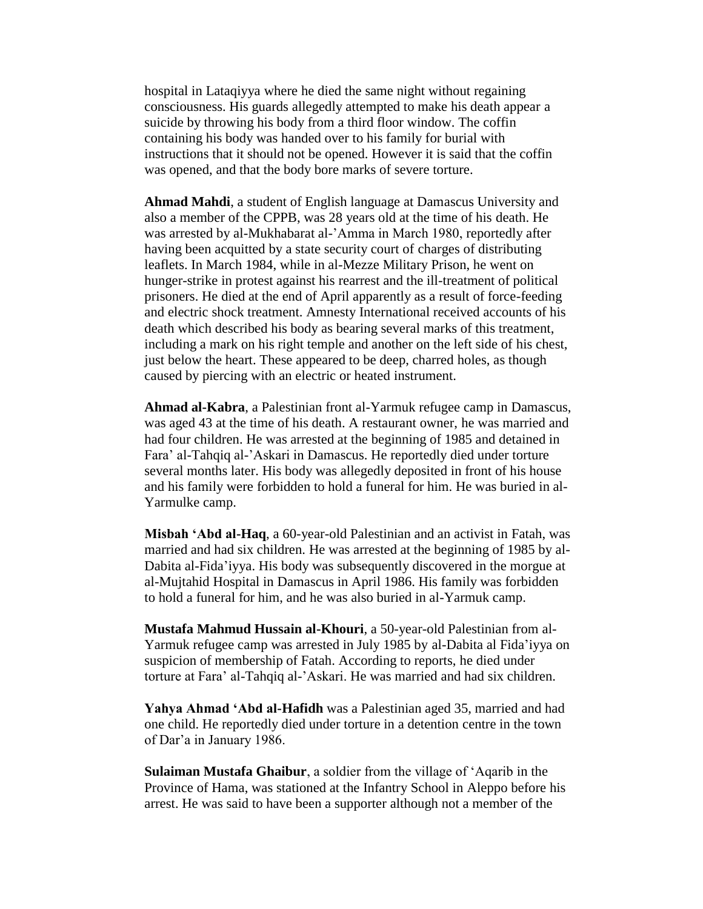hospital in Lataqiyya where he died the same night without regaining consciousness. His guards allegedly attempted to make his death appear a suicide by throwing his body from a third floor window. The coffin containing his body was handed over to his family for burial with instructions that it should not be opened. However it is said that the coffin was opened, and that the body bore marks of severe torture.

**Ahmad Mahdi**, a student of English language at Damascus University and also a member of the CPPB, was 28 years old at the time of his death. He was arrested by al-Mukhabarat al-'Amma in March 1980, reportedly after having been acquitted by a state security court of charges of distributing leaflets. In March 1984, while in al-Mezze Military Prison, he went on hunger-strike in protest against his rearrest and the ill-treatment of political prisoners. He died at the end of April apparently as a result of force-feeding and electric shock treatment. Amnesty International received accounts of his death which described his body as bearing several marks of this treatment, including a mark on his right temple and another on the left side of his chest, just below the heart. These appeared to be deep, charred holes, as though caused by piercing with an electric or heated instrument.

**Ahmad al-Kabra**, a Palestinian front al-Yarmuk refugee camp in Damascus, was aged 43 at the time of his death. A restaurant owner, he was married and had four children. He was arrested at the beginning of 1985 and detained in Fara' al-Tahqiq al-'Askari in Damascus. He reportedly died under torture several months later. His body was allegedly deposited in front of his house and his family were forbidden to hold a funeral for him. He was buried in al-Yarmulke camp.

**Misbah 'Abd al-Haq**, a 60-year-old Palestinian and an activist in Fatah, was married and had six children. He was arrested at the beginning of 1985 by al-Dabita al-Fida'iyya. His body was subsequently discovered in the morgue at al-Mujtahid Hospital in Damascus in April 1986. His family was forbidden to hold a funeral for him, and he was also buried in al-Yarmuk camp.

**Mustafa Mahmud Hussain al-Khouri**, a 50-year-old Palestinian from al-Yarmuk refugee camp was arrested in July 1985 by al-Dabita al Fida'iyya on suspicion of membership of Fatah. According to reports, he died under torture at Fara' al-Tahqiq al-'Askari. He was married and had six children.

**Yahya Ahmad 'Abd al-Hafidh** was a Palestinian aged 35, married and had one child. He reportedly died under torture in a detention centre in the town of Dar'a in January 1986.

**Sulaiman Mustafa Ghaibur**, a soldier from the village of 'Aqarib in the Province of Hama, was stationed at the Infantry School in Aleppo before his arrest. He was said to have been a supporter although not a member of the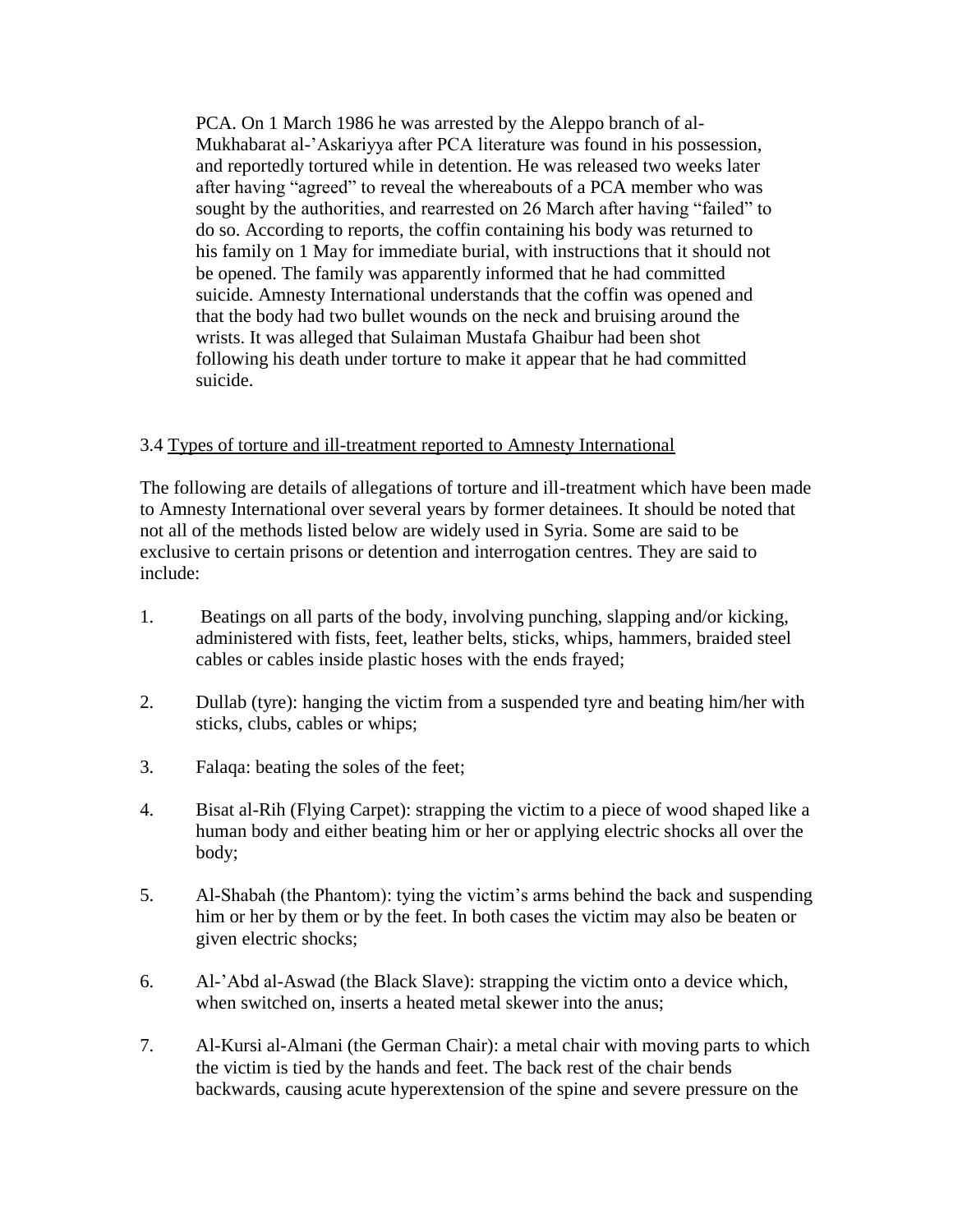PCA. On 1 March 1986 he was arrested by the Aleppo branch of al-Mukhabarat al-'Askariyya after PCA literature was found in his possession, and reportedly tortured while in detention. He was released two weeks later after having "agreed" to reveal the whereabouts of a PCA member who was sought by the authorities, and rearrested on 26 March after having "failed" to do so. According to reports, the coffin containing his body was returned to his family on 1 May for immediate burial, with instructions that it should not be opened. The family was apparently informed that he had committed suicide. Amnesty International understands that the coffin was opened and that the body had two bullet wounds on the neck and bruising around the wrists. It was alleged that Sulaiman Mustafa Ghaibur had been shot following his death under torture to make it appear that he had committed suicide.

3.4 Types of torture and ill-treatment reported to Amnesty International

The following are details of allegations of torture and ill-treatment which have been made to Amnesty International over several years by former detainees. It should be noted that not all of the methods listed below are widely used in Syria. Some are said to be exclusive to certain prisons or detention and interrogation centres. They are said to include:

1. Beatings on all parts of the body, involving punching, slapping and/or kicking, administered with fists, feet, leather belts, sticks, whips, hammers, braided steel cables or cables inside plastic hoses with the ends frayed;

2. Dullab (tyre): hanging the victim from a suspended tyre and beating him/her with sticks, clubs, cables or whips;

3. Falaqa: beating the soles of the feet;

4. Bisat al-Rih (Flying Carpet): strapping the victim to a piece of wood shaped like a human body and either beating him or her or applying electric shocks all over the body;

5. Al-Shabah (the Phantom): tying the victim's arms behind the back and suspending him or her by them or by the feet. In both cases the victim may also be beaten or given electric shocks;

6. Al-'Abd al-Aswad (the Black Slave): strapping the victim onto a device which, when switched on, inserts a heated metal skewer into the anus;

7. Al-Kursi al-Almani (the German Chair): a metal chair with moving parts to which the victim is tied by the hands and feet. The back rest of the chair bends backwards, causing acute hyperextension of the spine and severe pressure on the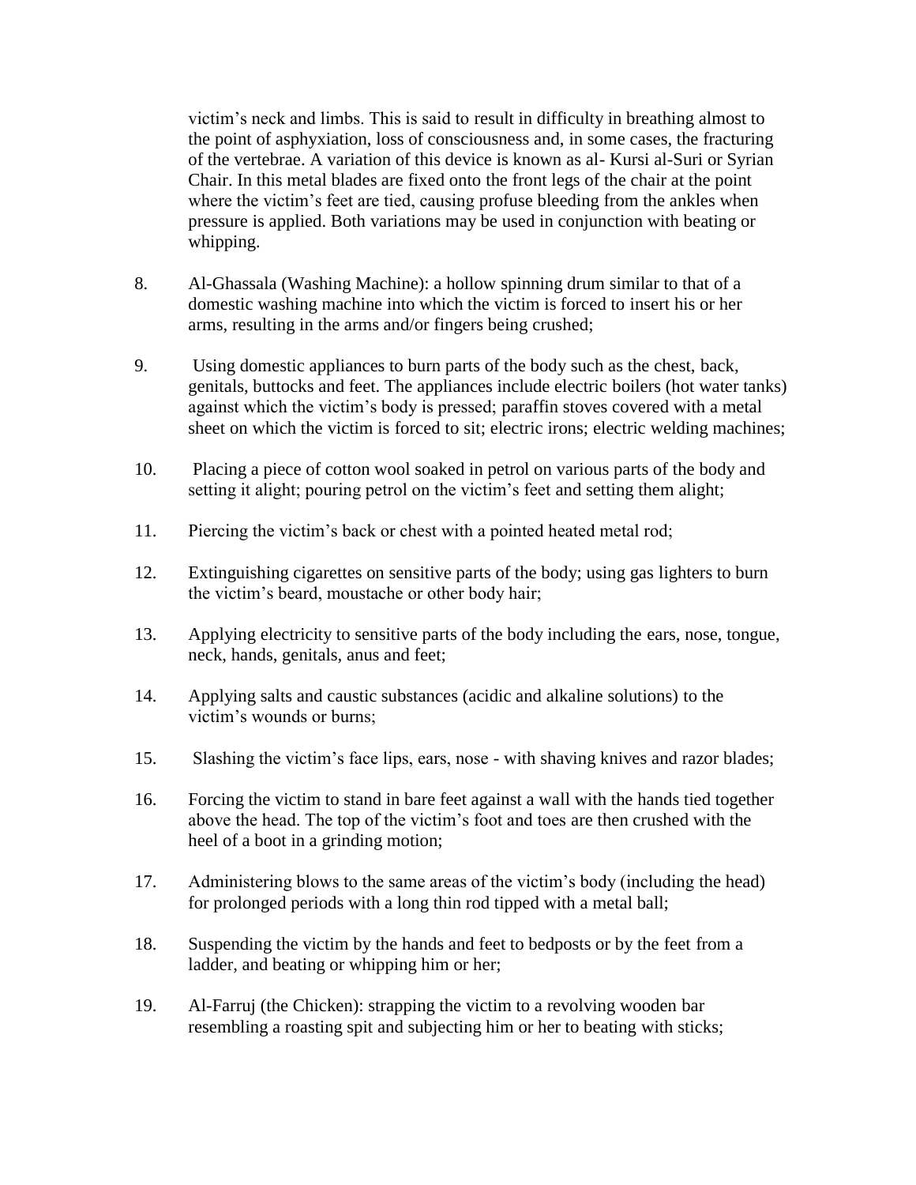victim's neck and limbs. This is said to result in difficulty in breathing almost to the point of asphyxiation, loss of consciousness and, in some cases, the fracturing of the vertebrae. A variation of this device is known as al- Kursi al-Suri or Syrian Chair. In this metal blades are fixed onto the front legs of the chair at the point where the victim's feet are tied, causing profuse bleeding from the ankles when pressure is applied. Both variations may be used in conjunction with beating or whipping.

8. Al-Ghassala (Washing Machine): a hollow spinning drum similar to that of a domestic washing machine into which the victim is forced to insert his or her arms, resulting in the arms and/or fingers being crushed;

9. Using domestic appliances to burn parts of the body such as the chest, back, genitals, buttocks and feet. The appliances include electric boilers (hot water tanks) against which the victim's body is pressed; paraffin stoves covered with a metal sheet on which the victim is forced to sit; electric irons; electric welding machines;

10. Placing a piece of cotton wool soaked in petrol on various parts of the body and setting it alight; pouring petrol on the victim's feet and setting them alight;

11. Piercing the victim's back or chest with a pointed heated metal rod;

12. Extinguishing cigarettes on sensitive parts of the body; using gas lighters to burn the victim's beard, moustache or other body hair;

13. Applying electricity to sensitive parts of the body including the ears, nose, tongue, neck, hands, genitals, anus and feet;

14. Applying salts and caustic substances (acidic and alkaline solutions) to the victim's wounds or burns;

15. Slashing the victim's face lips, ears, nose - with shaving knives and razor blades;

16. Forcing the victim to stand in bare feet against a wall with the hands tied together above the head. The top of the victim's foot and toes are then crushed with the heel of a boot in a grinding motion;

17. Administering blows to the same areas of the victim's body (including the head) for prolonged periods with a long thin rod tipped with a metal ball;

18. Suspending the victim by the hands and feet to bedposts or by the feet from a ladder, and beating or whipping him or her;

19. Al-Farruj (the Chicken): strapping the victim to a revolving wooden bar resembling a roasting spit and subjecting him or her to beating with sticks;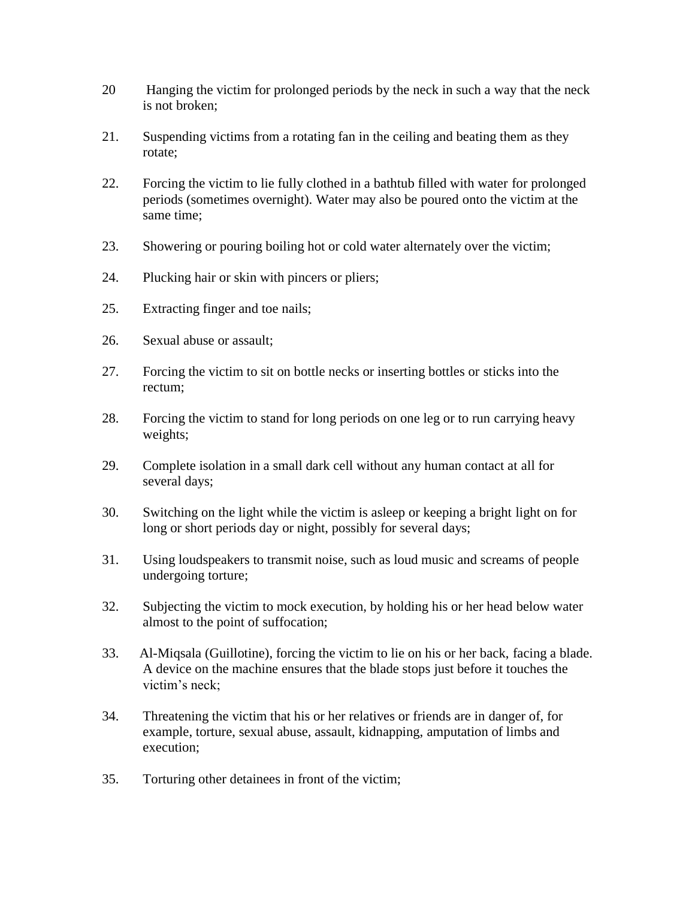20. Hanging the victim for prolonged periods by the neck in such a way that the neck is not broken;

21. Suspending victims from a rotating fan in the ceiling and beating them as they rotate;

22. Forcing the victim to lie fully clothed in a bathtub filled with water for prolonged periods (sometimes overnight). Water may also be poured onto the victim at the same time;

23. Showering or pouring boiling hot or cold water alternately over the victim;

24. Plucking hair or skin with pincers or pliers;

25. Extracting finger and toe nails;

26. Sexual abuse or assault;

27. Forcing the victim to sit on bottle necks or inserting bottles or sticks into the rectum;

28. Forcing the victim to stand for long periods on one leg or to run carrying heavy weights;

29. Complete isolation in a small dark cell without any human contact at all for several days;

30. Switching on the light while the victim is asleep or keeping a bright light on for long or short periods day or night, possibly for several days;

31. Using loudspeakers to transmit noise, such as loud music and screams of people undergoing torture;

32. Subjecting the victim to mock execution, by holding his or her head below water almost to the point of suffocation;

33. Al-Miqsala (Guillotine), forcing the victim to lie on his or her back, facing a blade. A device on the machine ensures that the blade stops just before it touches the victim's neck;

34. Threatening the victim that his or her relatives or friends are in danger of, for example, torture, sexual abuse, assault, kidnapping, amputation of limbs and execution;

35. Torturing other detainees in front of the victim;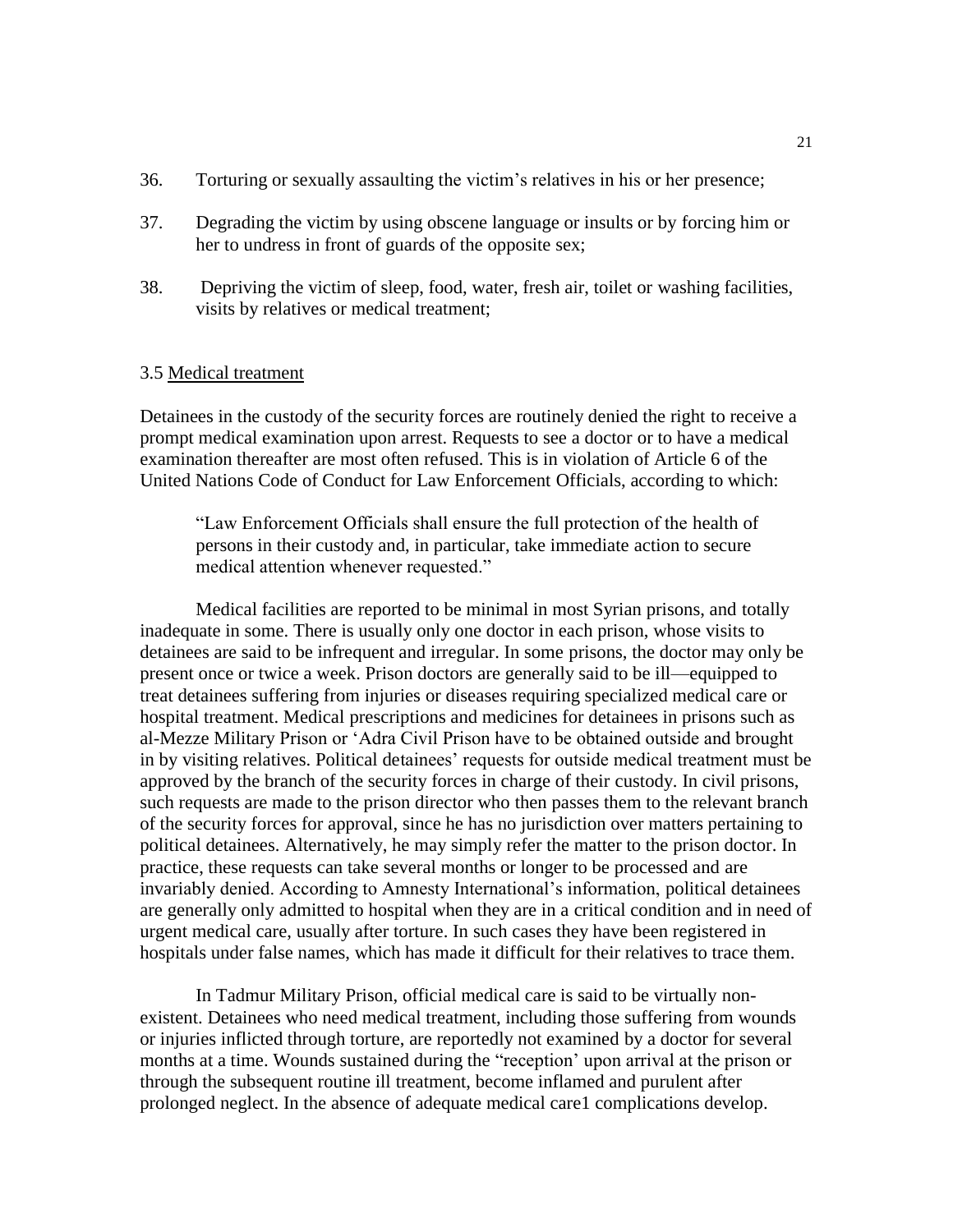36. Torturing or sexually assaulting the victim's relatives in his or her presence;

37. Degrading the victim by using obscene language or insults or by forcing him or her to undress in front of guards of the opposite sex;

38. Depriving the victim of sleep, food, water, fresh air, toilet or washing facilities, visits by relatives or medical treatment;

### 3.5 Medical treatment

Detainees in the custody of the security forces are routinely denied the right to receive a prompt medical examination upon arrest. Requests to see a doctor or to have a medical examination thereafter are most often refused. This is in violation of Article 6 of the United Nations Code of Conduct for Law Enforcement Officials, according to which:

> "Law Enforcement Officials shall ensure the full protection of the health of persons in their custody and, in particular, take immediate action to secure medical attention whenever requested."

Medical facilities are reported to be minimal in most Syrian prisons, and totally inadequate in some. There is usually only one doctor in each prison, whose visits to detainees are said to be infrequent and irregular. In some prisons, the doctor may only be present once or twice a week. Prison doctors are generally said to be ill—equipped to treat detainees suffering from injuries or diseases requiring specialized medical care or hospital treatment. Medical prescriptions and medicines for detainees in prisons such as al-Mezze Military Prison or 'Adra Civil Prison have to be obtained outside and brought in by visiting relatives. Political detainees' requests for outside medical treatment must be approved by the branch of the security forces in charge of their custody. In civil prisons, such requests are made to the prison director who then passes them to the relevant branch of the security forces for approval, since he has no jurisdiction over matters pertaining to political detainees. Alternatively, he may simply refer the matter to the prison doctor. In practice, these requests can take several months or longer to be processed and are invariably denied. According to Amnesty International's information, political detainees are generally only admitted to hospital when they are in a critical condition and in need of urgent medical care, usually after torture. In such cases they have been registered in hospitals under false names, which has made it difficult for their relatives to trace them.

In Tadmur Military Prison, official medical care is said to be virtually non-existent. Detainees who need medical treatment, including those suffering from wounds or injuries inflicted through torture, are reportedly not examined by a doctor for several months at a time. Wounds sustained during the "reception' upon arrival at the prison or through the subsequent routine ill treatment, become inflamed and purulent after prolonged neglect. In the absence of adequate medical care1 complications develop.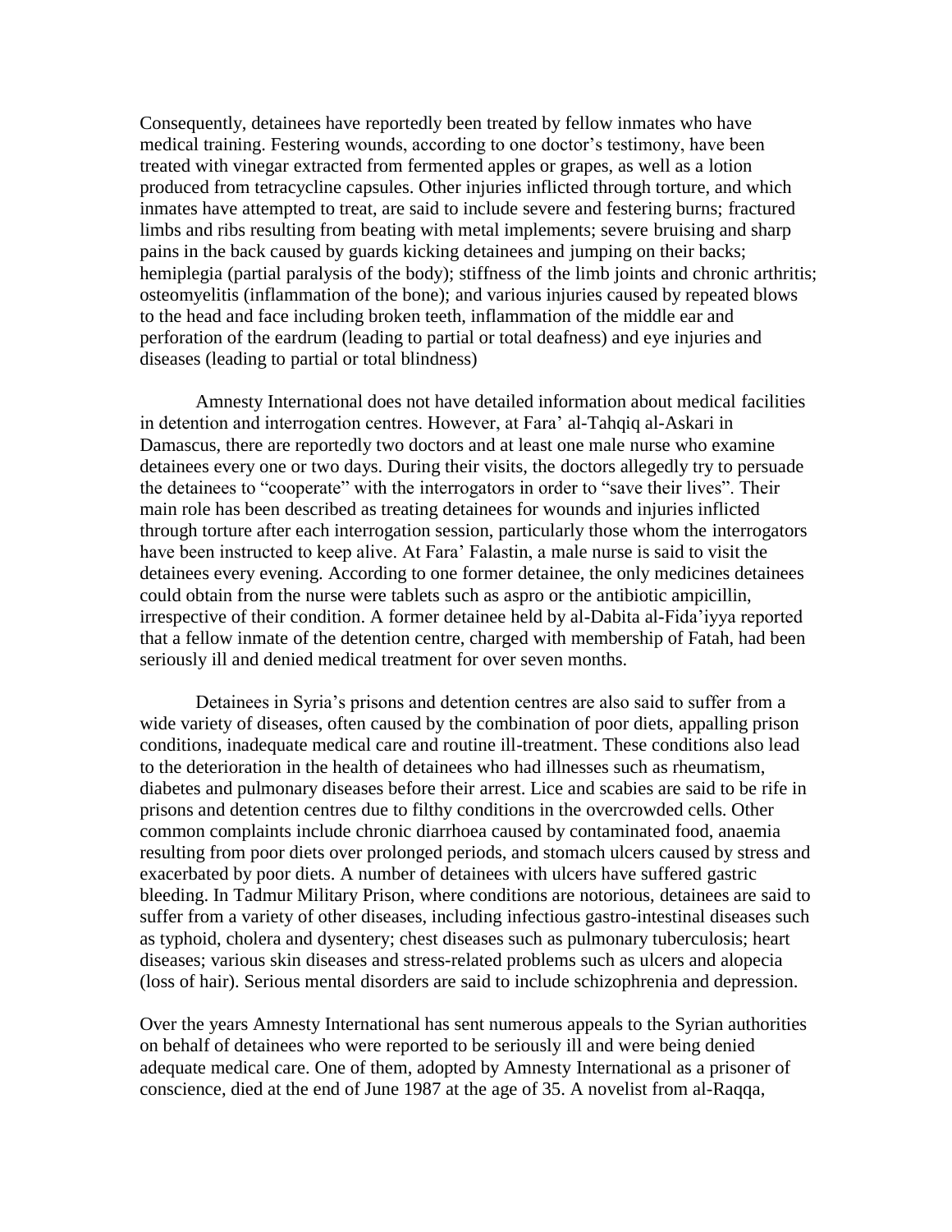Consequently, detainees have reportedly been treated by fellow inmates who have medical training. Festering wounds, according to one doctor's testimony, have been treated with vinegar extracted from fermented apples or grapes, as well as a lotion produced from tetracycline capsules. Other injuries inflicted through torture, and which inmates have attempted to treat, are said to include severe and festering burns; fractured limbs and ribs resulting from beating with metal implements; severe bruising and sharp pains in the back caused by guards kicking detainees and jumping on their backs; hemiplegia (partial paralysis of the body); stiffness of the limb joints and chronic arthritis; osteomyelitis (inflammation of the bone); and various injuries caused by repeated blows to the head and face including broken teeth, inflammation of the middle ear and perforation of the eardrum (leading to partial or total deafness) and eye injuries and diseases (leading to partial or total blindness)

Amnesty International does not have detailed information about medical facilities in detention and interrogation centres. However, at Fara' al-Tahqiq al-Askari in Damascus, there are reportedly two doctors and at least one male nurse who examine detainees every one or two days. During their visits, the doctors allegedly try to persuade the detainees to "cooperate" with the interrogators in order to "save their lives". Their main role has been described as treating detainees for wounds and injuries inflicted through torture after each interrogation session, particularly those whom the interrogators have been instructed to keep alive. At Fara' Falastin, a male nurse is said to visit the detainees every evening. According to one former detainee, the only medicines detainees could obtain from the nurse were tablets such as aspro or the antibiotic ampicillin, irrespective of their condition. A former detainee held by al-Dabita al-Fida'iyya reported that a fellow inmate of the detention centre, charged with membership of Fatah, had been seriously ill and denied medical treatment for over seven months.

Detainees in Syria's prisons and detention centres are also said to suffer from a wide variety of diseases, often caused by the combination of poor diets, appalling prison conditions, inadequate medical care and routine ill-treatment. These conditions also lead to the deterioration in the health of detainees who had illnesses such as rheumatism, diabetes and pulmonary diseases before their arrest. Lice and scabies are said to be rife in prisons and detention centres due to filthy conditions in the overcrowded cells. Other common complaints include chronic diarrhoea caused by contaminated food, anaemia resulting from poor diets over prolonged periods, and stomach ulcers caused by stress and exacerbated by poor diets. A number of detainees with ulcers have suffered gastric bleeding. In Tadmur Military Prison, where conditions are notorious, detainees are said to suffer from a variety of other diseases, including infectious gastro-intestinal diseases such as typhoid, cholera and dysentery; chest diseases such as pulmonary tuberculosis; heart diseases; various skin diseases and stress-related problems such as ulcers and alopecia (loss of hair). Serious mental disorders are said to include schizophrenia and depression.

Over the years Amnesty International has sent numerous appeals to the Syrian authorities on behalf of detainees who were reported to be seriously ill and were being denied adequate medical care. One of them, adopted by Amnesty International as a prisoner of conscience, died at the end of June 1987 at the age of 35. A novelist from al-Raqqa,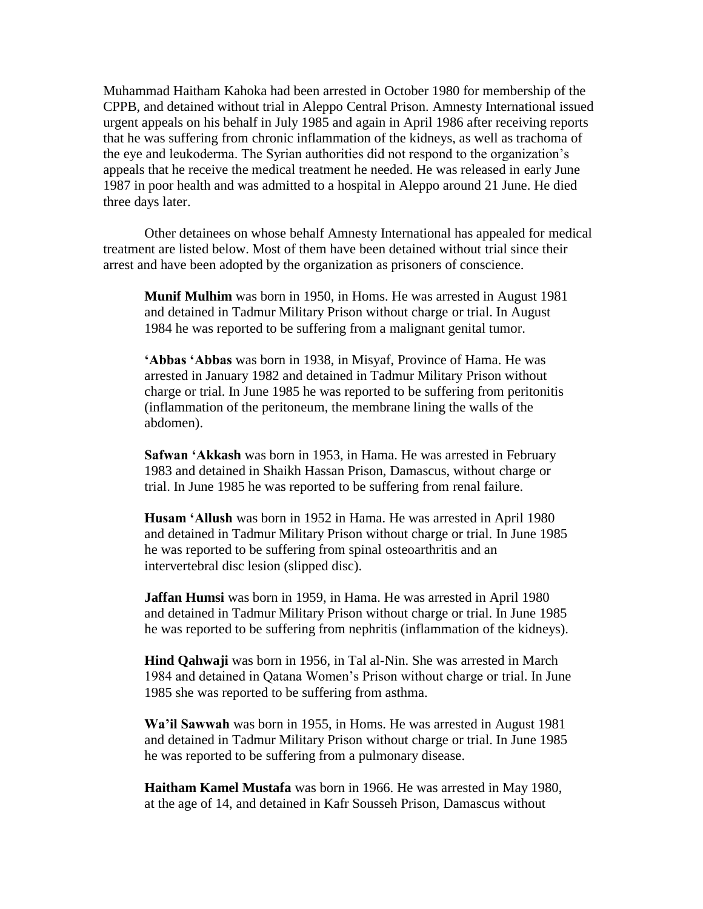Muhammad Haitham Kahoka had been arrested in October 1980 for membership of the CPPB, and detained without trial in Aleppo Central Prison. Amnesty International issued urgent appeals on his behalf in July 1985 and again in April 1986 after receiving reports that he was suffering from chronic inflammation of the kidneys, as well as trachoma of the eye and leukoderma. The Syrian authorities did not respond to the organization's appeals that he receive the medical treatment he needed. He was released in early June 1987 in poor health and was admitted to a hospital in Aleppo around 21 June. He died three days later.

Other detainees on whose behalf Amnesty International has appealed for medical treatment are listed below. Most of them have been detained without trial since their arrest and have been adopted by the organization as prisoners of conscience.

**Munif Mulhim** was born in 1950, in Homs. He was arrested in August 1981 and detained in Tadmur Military Prison without charge or trial. In August 1984 he was reported to be suffering from a malignant genital tumor.

**'Abbas 'Abbas** was born in 1938, in Misyaf, Province of Hama. He was arrested in January 1982 and detained in Tadmur Military Prison without charge or trial. In June 1985 he was reported to be suffering from peritonitis (inflammation of the peritoneum, the membrane lining the walls of the abdomen).

**Safwan 'Akkash** was born in 1953, in Hama. He was arrested in February 1983 and detained in Shaikh Hassan Prison, Damascus, without charge or trial. In June 1985 he was reported to be suffering from renal failure.

**Husam 'Allush** was born in 1952 in Hama. He was arrested in April 1980 and detained in Tadmur Military Prison without charge or trial. In June 1985 he was reported to be suffering from spinal osteoarthritis and an intervertebral disc lesion (slipped disc).

**Jaffan Humsi** was born in 1959, in Hama. He was arrested in April 1980 and detained in Tadmur Military Prison without charge or trial. In June 1985 he was reported to be suffering from nephritis (inflammation of the kidneys).

**Hind Qahwaji** was born in 1956, in Tal al-Nin. She was arrested in March 1984 and detained in Qatana Women's Prison without charge or trial. In June 1985 she was reported to be suffering from asthma.

**Wa'il Sawwah** was born in 1955, in Homs. He was arrested in August 1981 and detained in Tadmur Military Prison without charge or trial. In June 1985 he was reported to be suffering from a pulmonary disease.

**Haitham Kamel Mustafa** was born in 1966. He was arrested in May 1980, at the age of 14, and detained in Kafr Sousseh Prison, Damascus without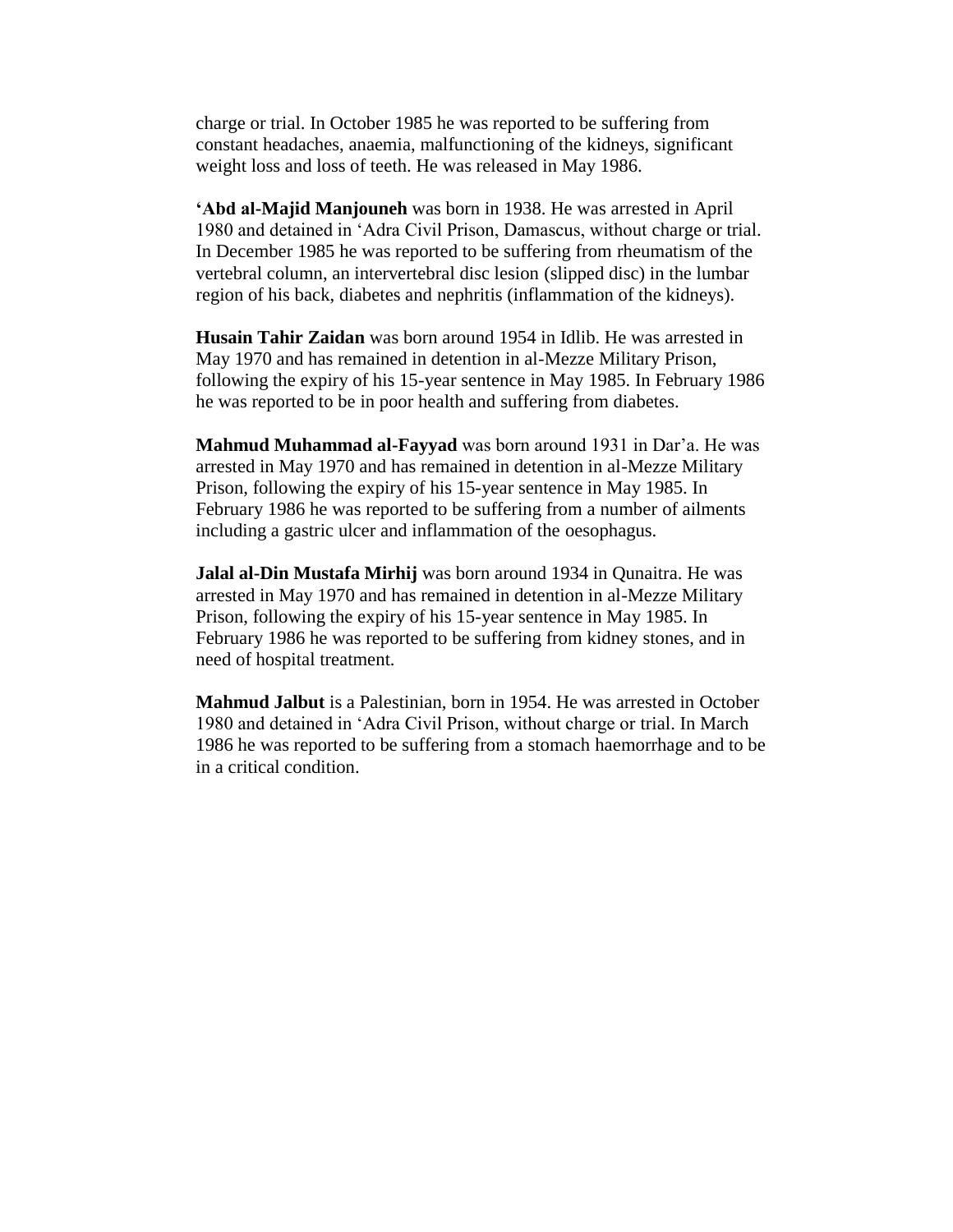charge or trial. In October 1985 he was reported to be suffering from constant headaches, anaemia, malfunctioning of the kidneys, significant weight loss and loss of teeth. He was released in May 1986.

**‘Abd al-Majid Manjouneh** was born in 1938. He was arrested in April 1980 and detained in ‘Adra Civil Prison, Damascus, without charge or trial. In December 1985 he was reported to be suffering from rheumatism of the vertebral column, an intervertebral disc lesion (slipped disc) in the lumbar region of his back, diabetes and nephritis (inflammation of the kidneys).

**Husain Tahir Zaidan** was born around 1954 in Idlib. He was arrested in May 1970 and has remained in detention in al-Mezze Military Prison, following the expiry of his 15-year sentence in May 1985. In February 1986 he was reported to be in poor health and suffering from diabetes.

**Mahmud Muhammad al-Fayyad** was born around 1931 in Dar’a. He was arrested in May 1970 and has remained in detention in al-Mezze Military Prison, following the expiry of his 15-year sentence in May 1985. In February 1986 he was reported to be suffering from a number of ailments including a gastric ulcer and inflammation of the oesophagus.

**Jalal al-Din Mustafa Mirhij** was born around 1934 in Qunaitra. He was arrested in May 1970 and has remained in detention in al-Mezze Military Prison, following the expiry of his 15-year sentence in May 1985. In February 1986 he was reported to be suffering from kidney stones, and in need of hospital treatment.

**Mahmud Jalbut** is a Palestinian, born in 1954. He was arrested in October 1980 and detained in ‘Adra Civil Prison, without charge or trial. In March 1986 he was reported to be suffering from a stomach haemorrhage and to be in a critical condition.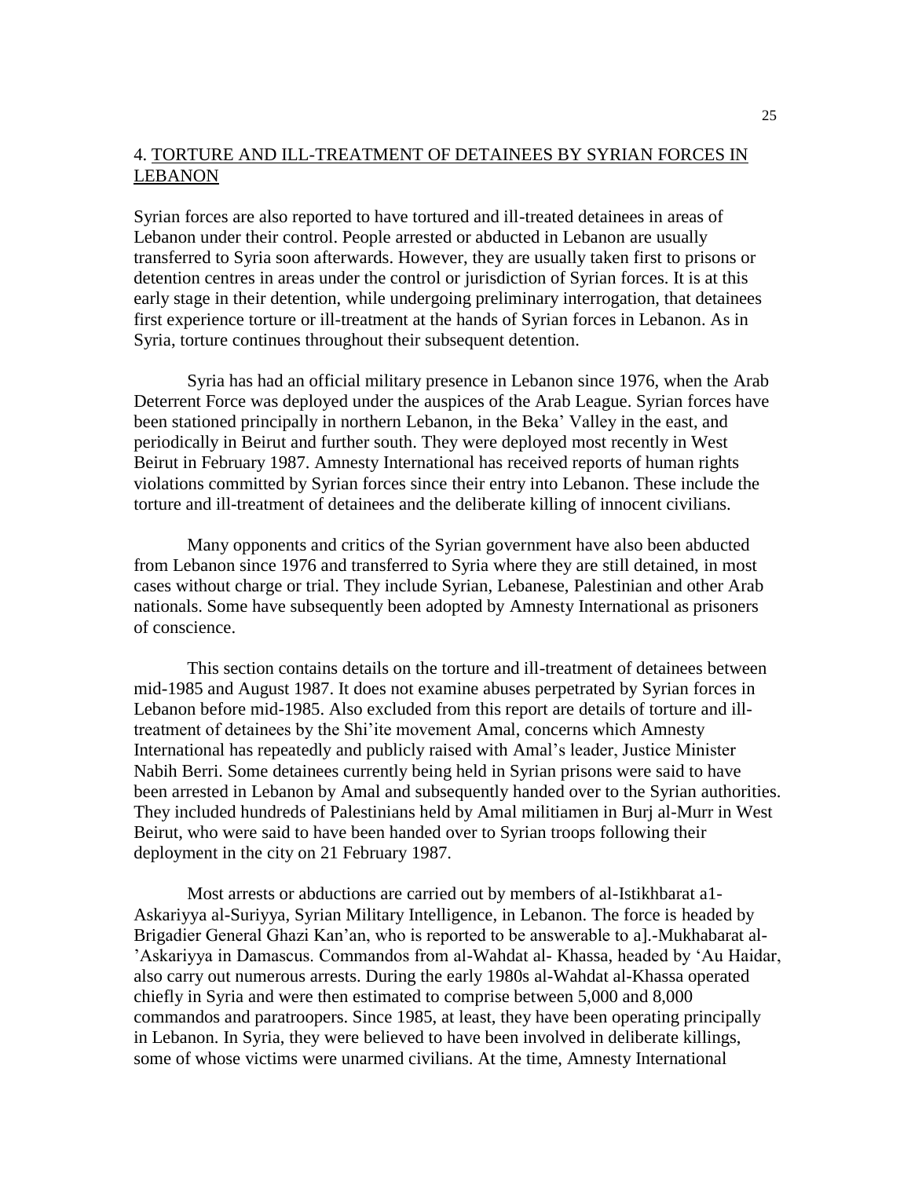## 4. TORTURE AND ILL-TREATMENT OF DETAINEES BY SYRIAN FORCES IN LEBANON

Syrian forces are also reported to have tortured and ill-treated detainees in areas of Lebanon under their control. People arrested or abducted in Lebanon are usually transferred to Syria soon afterwards. However, they are usually taken first to prisons or detention centres in areas under the control or jurisdiction of Syrian forces. It is at this early stage in their detention, while undergoing preliminary interrogation, that detainees first experience torture or ill-treatment at the hands of Syrian forces in Lebanon. As in Syria, torture continues throughout their subsequent detention.

Syria has had an official military presence in Lebanon since 1976, when the Arab Deterrent Force was deployed under the auspices of the Arab League. Syrian forces have been stationed principally in northern Lebanon, in the Beka' Valley in the east, and periodically in Beirut and further south. They were deployed most recently in West Beirut in February 1987. Amnesty International has received reports of human rights violations committed by Syrian forces since their entry into Lebanon. These include the torture and ill-treatment of detainees and the deliberate killing of innocent civilians.

Many opponents and critics of the Syrian government have also been abducted from Lebanon since 1976 and transferred to Syria where they are still detained, in most cases without charge or trial. They include Syrian, Lebanese, Palestinian and other Arab nationals. Some have subsequently been adopted by Amnesty International as prisoners of conscience.

This section contains details on the torture and ill-treatment of detainees between mid-1985 and August 1987. It does not examine abuses perpetrated by Syrian forces in Lebanon before mid-1985. Also excluded from this report are details of torture and ill-treatment of detainees by the Shi'ite movement Amal, concerns which Amnesty International has repeatedly and publicly raised with Amal's leader, Justice Minister Nabih Berri. Some detainees currently being held in Syrian prisons were said to have been arrested in Lebanon by Amal and subsequently handed over to the Syrian authorities. They included hundreds of Palestinians held by Amal militiamen in Burj al-Murr in West Beirut, who were said to have been handed over to Syrian troops following their deployment in the city on 21 February 1987.

Most arrests or abductions are carried out by members of al-Istikhbarat a1-Askariyya al-Suriyya, Syrian Military Intelligence, in Lebanon. The force is headed by Brigadier General Ghazi Kan'an, who is reported to be answerable to a].-Mukhabarat al-'Askariyya in Damascus. Commandos from al-Wahdat al- Khassa, headed by 'Au Haidar, also carry out numerous arrests. During the early 1980s al-Wahdat al-Khassa operated chiefly in Syria and were then estimated to comprise between 5,000 and 8,000 commandos and paratroopers. Since 1985, at least, they have been operating principally in Lebanon. In Syria, they were believed to have been involved in deliberate killings, some of whose victims were unarmed civilians. At the time, Amnesty International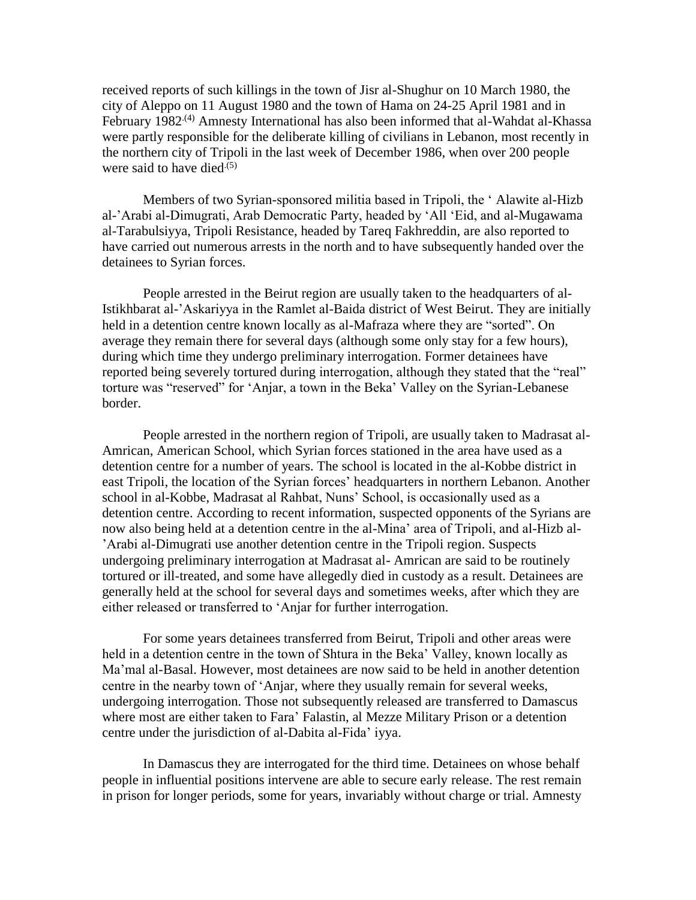received reports of such killings in the town of Jisr al-Shughur on 10 March 1980, the city of Aleppo on 11 August 1980 and the town of Hama on 24-25 April 1981 and in February 1982.[(4)] Amnesty International has also been informed that al-Wahdat al-Khassa were partly responsible for the deliberate killing of civilians in Lebanon, most recently in the northern city of Tripoli in the last week of December 1986, when over 200 people were said to have died.[(5)]

Members of two Syrian-sponsored militia based in Tripoli, the ' Alawite al-Hizb al-'Arabi al-Dimugrati, Arab Democratic Party, headed by 'All 'Eid, and al-Mugawama al-Tarabulsiyya, Tripoli Resistance, headed by Tareq Fakhreddin, are also reported to have carried out numerous arrests in the north and to have subsequently handed over the detainees to Syrian forces.

People arrested in the Beirut region are usually taken to the headquarters of al-Istikhbarat al-'Askariyya in the Ramlet al-Baida district of West Beirut. They are initially held in a detention centre known locally as al-Mafraza where they are "sorted". On average they remain there for several days (although some only stay for a few hours), during which time they undergo preliminary interrogation. Former detainees have reported being severely tortured during interrogation, although they stated that the "real" torture was "reserved" for 'Anjar, a town in the Beka' Valley on the Syrian-Lebanese border.

People arrested in the northern region of Tripoli, are usually taken to Madrasat al-Amrican, American School, which Syrian forces stationed in the area have used as a detention centre for a number of years. The school is located in the al-Kobbe district in east Tripoli, the location of the Syrian forces' headquarters in northern Lebanon. Another school in al-Kobbe, Madrasat al Rahbat, Nuns' School, is occasionally used as a detention centre. According to recent information, suspected opponents of the Syrians are now also being held at a detention centre in the al-Mina' area of Tripoli, and al-Hizb al-'Arabi al-Dimugrati use another detention centre in the Tripoli region. Suspects undergoing preliminary interrogation at Madrasat al- Amrican are said to be routinely tortured or ill-treated, and some have allegedly died in custody as a result. Detainees are generally held at the school for several days and sometimes weeks, after which they are either released or transferred to 'Anjar for further interrogation.

For some years detainees transferred from Beirut, Tripoli and other areas were held in a detention centre in the town of Shtura in the Beka' Valley, known locally as Ma'mal al-Basal. However, most detainees are now said to be held in another detention centre in the nearby town of 'Anjar, where they usually remain for several weeks, undergoing interrogation. Those not subsequently released are transferred to Damascus where most are either taken to Fara' Falastin, al Mezze Military Prison or a detention centre under the jurisdiction of al-Dabita al-Fida' iyya.

In Damascus they are interrogated for the third time. Detainees on whose behalf people in influential positions intervene are able to secure early release. The rest remain in prison for longer periods, some for years, invariably without charge or trial. Amnesty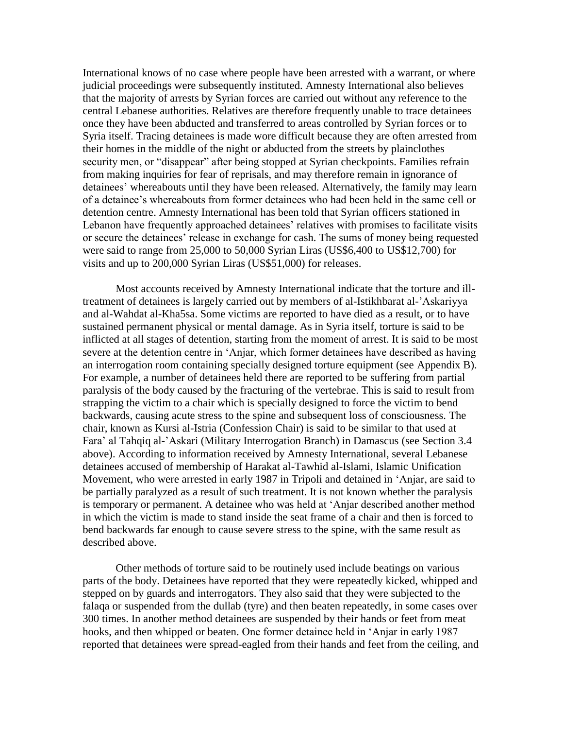International knows of no case where people have been arrested with a warrant, or where judicial proceedings were subsequently instituted. Amnesty International also believes that the majority of arrests by Syrian forces are carried out without any reference to the central Lebanese authorities. Relatives are therefore frequently unable to trace detainees once they have been abducted and transferred to areas controlled by Syrian forces or to Syria itself. Tracing detainees is made wore difficult because they are often arrested from their homes in the middle of the night or abducted from the streets by plainclothes security men, or "disappear" after being stopped at Syrian checkpoints. Families refrain from making inquiries for fear of reprisals, and may therefore remain in ignorance of detainees' whereabouts until they have been released. Alternatively, the family may learn of a detainee's whereabouts from former detainees who had been held in the same cell or detention centre. Amnesty International has been told that Syrian officers stationed in Lebanon have frequently approached detainees' relatives with promises to facilitate visits or secure the detainees' release in exchange for cash. The sums of money being requested were said to range from 25,000 to 50,000 Syrian Liras (US$6,400 to US$12,700) for visits and up to 200,000 Syrian Liras (US$51,000) for releases.

Most accounts received by Amnesty International indicate that the torture and ill-treatment of detainees is largely carried out by members of al-Istikhbarat al-'Askariyya and al-Wahdat al-Kha5sa. Some victims are reported to have died as a result, or to have sustained permanent physical or mental damage. As in Syria itself, torture is said to be inflicted at all stages of detention, starting from the moment of arrest. It is said to be most severe at the detention centre in 'Anjar, which former detainees have described as having an interrogation room containing specially designed torture equipment (see Appendix B). For example, a number of detainees held there are reported to be suffering from partial paralysis of the body caused by the fracturing of the vertebrae. This is said to result from strapping the victim to a chair which is specially designed to force the victim to bend backwards, causing acute stress to the spine and subsequent loss of consciousness. The chair, known as Kursi al-Istria (Confession Chair) is said to be similar to that used at Fara' al Tahqiq al-'Askari (Military Interrogation Branch) in Damascus (see Section 3.4 above). According to information received by Amnesty International, several Lebanese detainees accused of membership of Harakat al-Tawhid al-Islami, Islamic Unification Movement, who were arrested in early 1987 in Tripoli and detained in 'Anjar, are said to be partially paralyzed as a result of such treatment. It is not known whether the paralysis is temporary or permanent. A detainee who was held at 'Anjar described another method in which the victim is made to stand inside the seat frame of a chair and then is forced to bend backwards far enough to cause severe stress to the spine, with the same result as described above.

Other methods of torture said to be routinely used include beatings on various parts of the body. Detainees have reported that they were repeatedly kicked, whipped and stepped on by guards and interrogators. They also said that they were subjected to the falaqa or suspended from the dullab (tyre) and then beaten repeatedly, in some cases over 300 times. In another method detainees are suspended by their hands or feet from meat hooks, and then whipped or beaten. One former detainee held in 'Anjar in early 1987 reported that detainees were spread-eagled from their hands and feet from the ceiling, and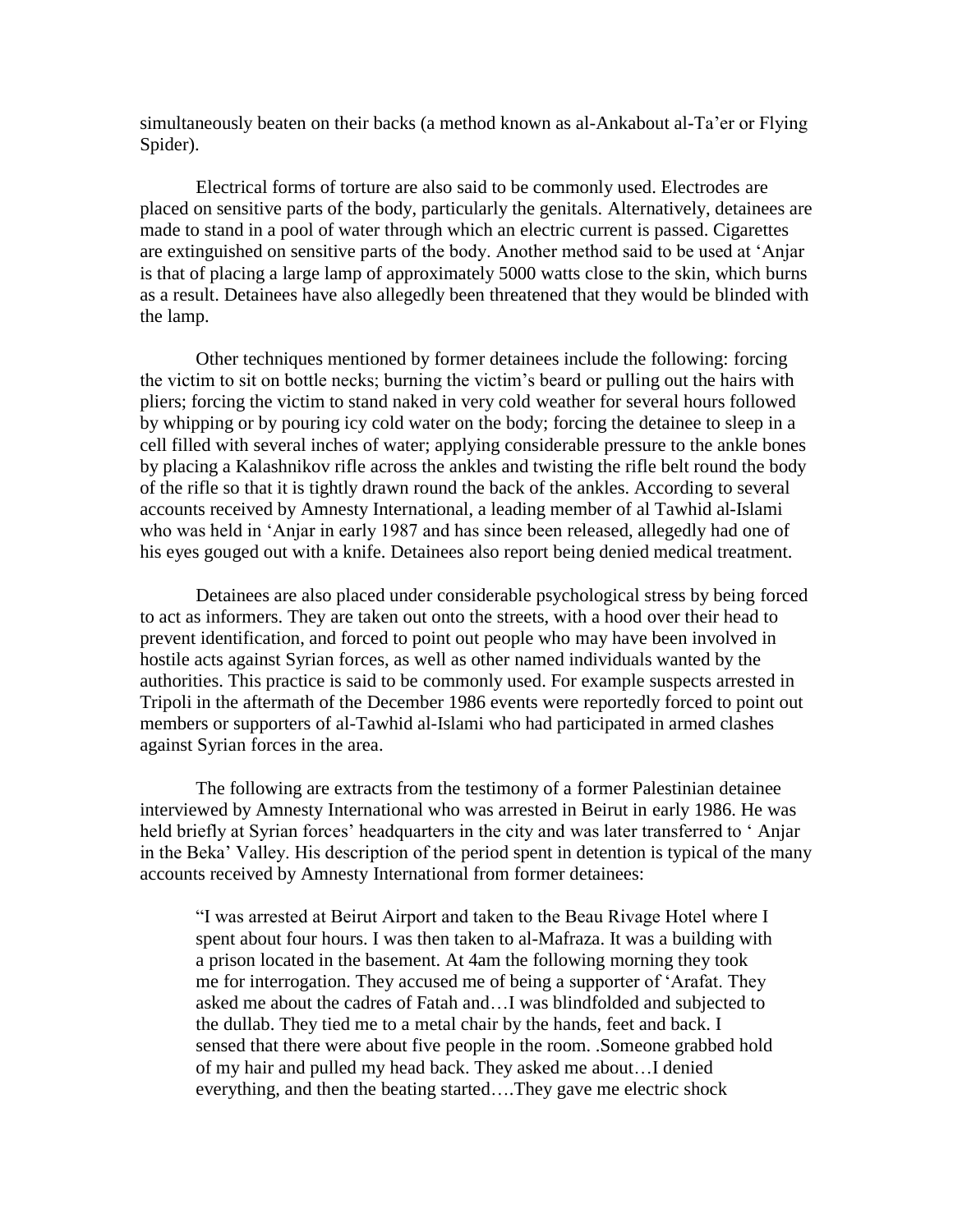simultaneously beaten on their backs (a method known as al-Ankabout al-Ta'er or Flying Spider).

Electrical forms of torture are also said to be commonly used. Electrodes are placed on sensitive parts of the body, particularly the genitals. Alternatively, detainees are made to stand in a pool of water through which an electric current is passed. Cigarettes are extinguished on sensitive parts of the body. Another method said to be used at 'Anjar is that of placing a large lamp of approximately 5000 watts close to the skin, which burns as a result. Detainees have also allegedly been threatened that they would be blinded with the lamp.

Other techniques mentioned by former detainees include the following: forcing the victim to sit on bottle necks; burning the victim's beard or pulling out the hairs with pliers; forcing the victim to stand naked in very cold weather for several hours followed by whipping or by pouring icy cold water on the body; forcing the detainee to sleep in a cell filled with several inches of water; applying considerable pressure to the ankle bones by placing a Kalashnikov rifle across the ankles and twisting the rifle belt round the body of the rifle so that it is tightly drawn round the back of the ankles. According to several accounts received by Amnesty International, a leading member of al Tawhid al-Islami who was held in 'Anjar in early 1987 and has since been released, allegedly had one of his eyes gouged out with a knife. Detainees also report being denied medical treatment.

Detainees are also placed under considerable psychological stress by being forced to act as informers. They are taken out onto the streets, with a hood over their head to prevent identification, and forced to point out people who may have been involved in hostile acts against Syrian forces, as well as other named individuals wanted by the authorities. This practice is said to be commonly used. For example suspects arrested in Tripoli in the aftermath of the December 1986 events were reportedly forced to point out members or supporters of al-Tawhid al-Islami who had participated in armed clashes against Syrian forces in the area.

The following are extracts from the testimony of a former Palestinian detainee interviewed by Amnesty International who was arrested in Beirut in early 1986. He was held briefly at Syrian forces' headquarters in the city and was later transferred to ' Anjar in the Beka' Valley. His description of the period spent in detention is typical of the many accounts received by Amnesty International from former detainees:

> "I was arrested at Beirut Airport and taken to the Beau Rivage Hotel where I spent about four hours. I was then taken to al-Mafraza. It was a building with a prison located in the basement. At 4am the following morning they took me for interrogation. They accused me of being a supporter of 'Arafat. They asked me about the cadres of Fatah and…I was blindfolded and subjected to the dullab. They tied me to a metal chair by the hands, feet and back. I sensed that there were about five people in the room. .Someone grabbed hold of my hair and pulled my head back. They asked me about…I denied everything, and then the beating started….They gave me electric shock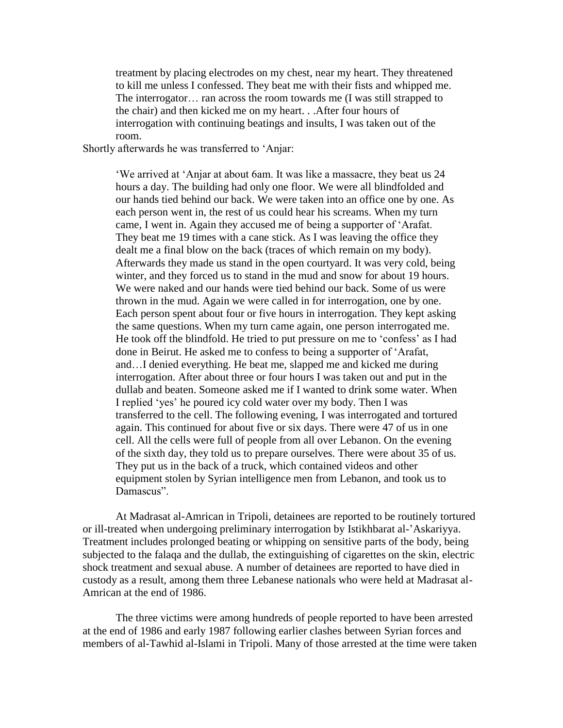> treatment by placing electrodes on my chest, near my heart. They threatened to kill me unless I confessed. They beat me with their fists and whipped me. The interrogator… ran across the room towards me (I was still strapped to the chair) and then kicked me on my heart. . .After four hours of interrogation with continuing beatings and insults, I was taken out of the room.

Shortly afterwards he was transferred to 'Anjar:

> 'We arrived at 'Anjar at about 6am. It was like a massacre, they beat us 24 hours a day. The building had only one floor. We were all blindfolded and our hands tied behind our back. We were taken into an office one by one. As each person went in, the rest of us could hear his screams. When my turn came, I went in. Again they accused me of being a supporter of 'Arafat. They beat me 19 times with a cane stick. As I was leaving the office they dealt me a final blow on the back (traces of which remain on my body). Afterwards they made us stand in the open courtyard. It was very cold, being winter, and they forced us to stand in the mud and snow for about 19 hours. We were naked and our hands were tied behind our back. Some of us were thrown in the mud. Again we were called in for interrogation, one by one. Each person spent about four or five hours in interrogation. They kept asking the same questions. When my turn came again, one person interrogated me. He took off the blindfold. He tried to put pressure on me to 'confess' as I had done in Beirut. He asked me to confess to being a supporter of 'Arafat, and…I denied everything. He beat me, slapped me and kicked me during interrogation. After about three or four hours I was taken out and put in the dullab and beaten. Someone asked me if I wanted to drink some water. When I replied 'yes' he poured icy cold water over my body. Then I was transferred to the cell. The following evening, I was interrogated and tortured again. This continued for about five or six days. There were 47 of us in one cell. All the cells were full of people from all over Lebanon. On the evening of the sixth day, they told us to prepare ourselves. There were about 35 of us. They put us in the back of a truck, which contained videos and other equipment stolen by Syrian intelligence men from Lebanon, and took us to Damascus".

At Madrasat al-Amrican in Tripoli, detainees are reported to be routinely tortured or ill-treated when undergoing preliminary interrogation by Istikhbarat al-'Askariyya. Treatment includes prolonged beating or whipping on sensitive parts of the body, being subjected to the falaqa and the dullab, the extinguishing of cigarettes on the skin, electric shock treatment and sexual abuse. A number of detainees are reported to have died in custody as a result, among them three Lebanese nationals who were held at Madrasat al-Amrican at the end of 1986.

The three victims were among hundreds of people reported to have been arrested at the end of 1986 and early 1987 following earlier clashes between Syrian forces and members of al-Tawhid al-Islami in Tripoli. Many of those arrested at the time were taken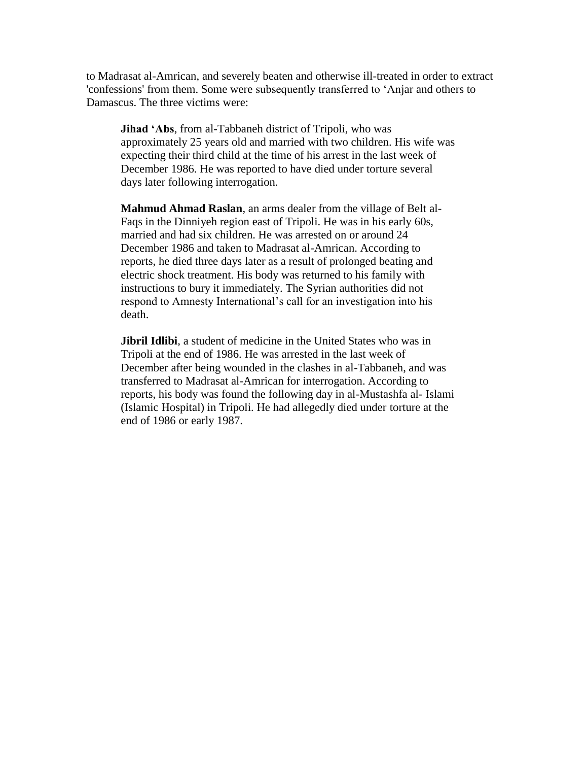to Madrasat al-Amrican, and severely beaten and otherwise ill-treated in order to extract 'confessions' from them. Some were subsequently transferred to ‘Anjar and others to Damascus. The three victims were:

> **Jihad ‘Abs**, from al-Tabbaneh district of Tripoli, who was approximately 25 years old and married with two children. His wife was expecting their third child at the time of his arrest in the last week of December 1986. He was reported to have died under torture several days later following interrogation.
>
> **Mahmud Ahmad Raslan**, an arms dealer from the village of Belt al-Faqs in the Dinniyeh region east of Tripoli. He was in his early 60s, married and had six children. He was arrested on or around 24 December 1986 and taken to Madrasat al-Amrican. According to reports, he died three days later as a result of prolonged beating and electric shock treatment. His body was returned to his family with instructions to bury it immediately. The Syrian authorities did not respond to Amnesty International’s call for an investigation into his death.
>
> **Jibril Idlibi**, a student of medicine in the United States who was in Tripoli at the end of 1986. He was arrested in the last week of December after being wounded in the clashes in al-Tabbaneh, and was transferred to Madrasat al-Amrican for interrogation. According to reports, his body was found the following day in al-Mustashfa al- Islami (Islamic Hospital) in Tripoli. He had allegedly died under torture at the end of 1986 or early 1987.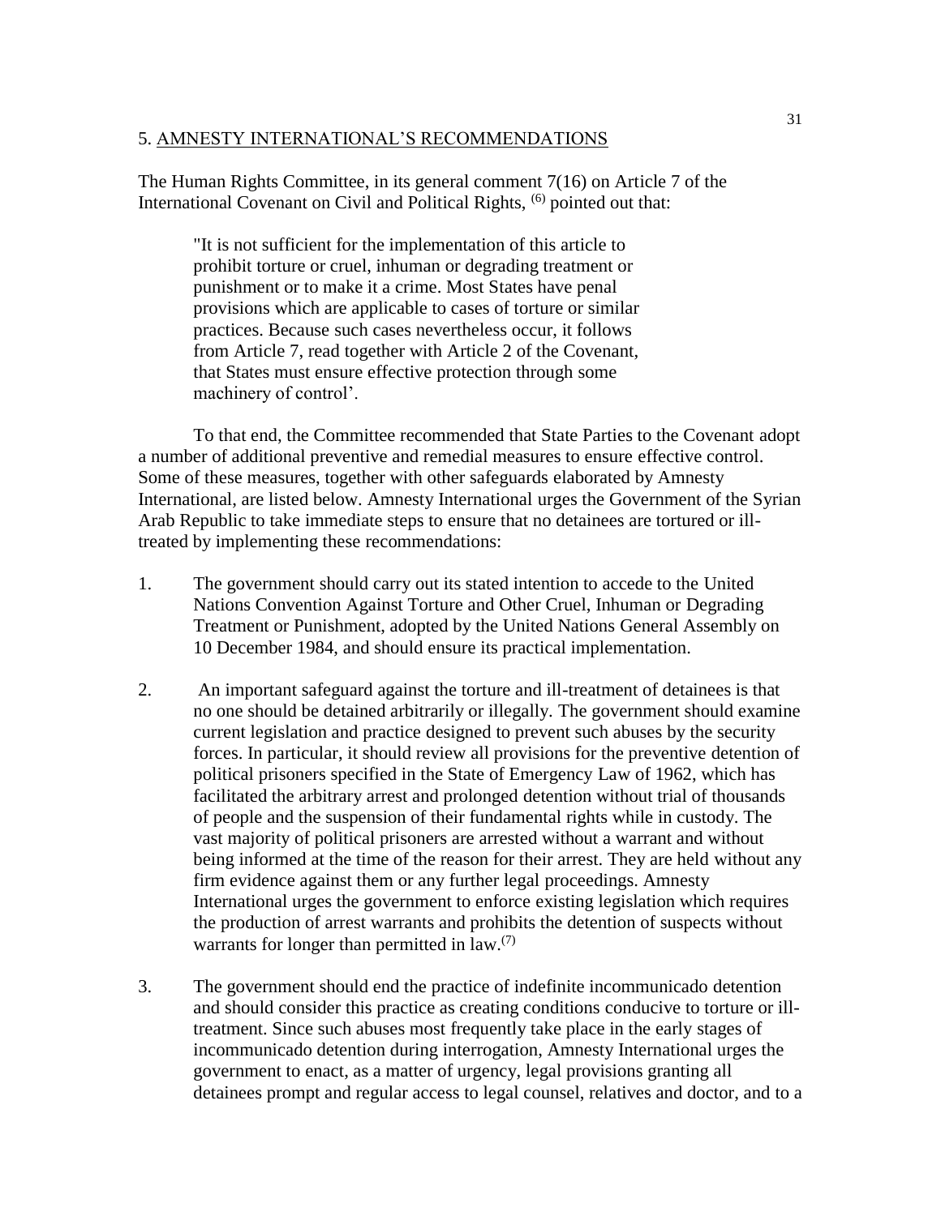## 5. AMNESTY INTERNATIONAL'S RECOMMENDATIONS

The Human Rights Committee, in its general comment 7(16) on Article 7 of the International Covenant on Civil and Political Rights, [6] pointed out that:

> "It is not sufficient for the implementation of this article to prohibit torture or cruel, inhuman or degrading treatment or punishment or to make it a crime. Most States have penal provisions which are applicable to cases of torture or similar practices. Because such cases nevertheless occur, it follows from Article 7, read together with Article 2 of the Covenant, that States must ensure effective protection through some machinery of control'.

To that end, the Committee recommended that State Parties to the Covenant adopt a number of additional preventive and remedial measures to ensure effective control. Some of these measures, together with other safeguards elaborated by Amnesty International, are listed below. Amnesty International urges the Government of the Syrian Arab Republic to take immediate steps to ensure that no detainees are tortured or ill-treated by implementing these recommendations:

1. The government should carry out its stated intention to accede to the United Nations Convention Against Torture and Other Cruel, Inhuman or Degrading Treatment or Punishment, adopted by the United Nations General Assembly on 10 December 1984, and should ensure its practical implementation.

2. An important safeguard against the torture and ill-treatment of detainees is that no one should be detained arbitrarily or illegally. The government should examine current legislation and practice designed to prevent such abuses by the security forces. In particular, it should review all provisions for the preventive detention of political prisoners specified in the State of Emergency Law of 1962, which has facilitated the arbitrary arrest and prolonged detention without trial of thousands of people and the suspension of their fundamental rights while in custody. The vast majority of political prisoners are arrested without a warrant and without being informed at the time of the reason for their arrest. They are held without any firm evidence against them or any further legal proceedings. Amnesty International urges the government to enforce existing legislation which requires the production of arrest warrants and prohibits the detention of suspects without warrants for longer than permitted in law.[7]

3. The government should end the practice of indefinite incommunicado detention and should consider this practice as creating conditions conducive to torture or ill-treatment. Since such abuses most frequently take place in the early stages of incommunicado detention during interrogation, Amnesty International urges the government to enact, as a matter of urgency, legal provisions granting all detainees prompt and regular access to legal counsel, relatives and doctor, and to a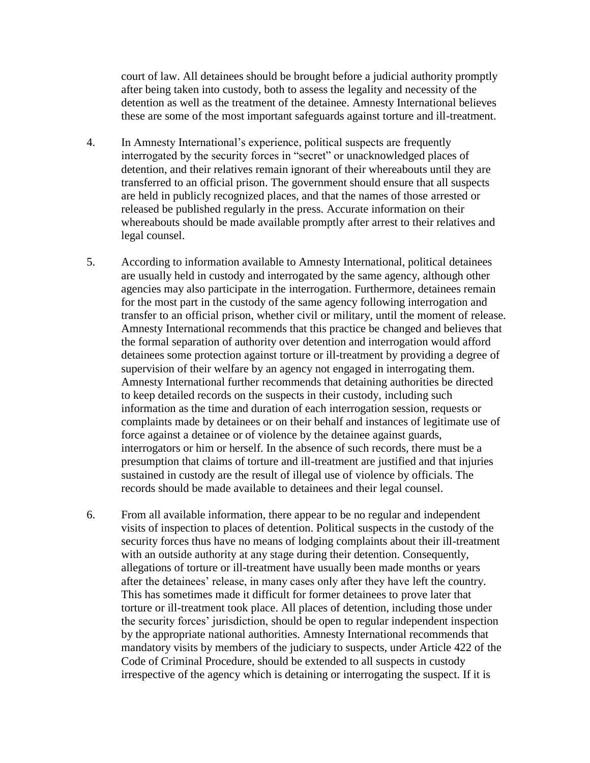court of law. All detainees should be brought before a judicial authority promptly after being taken into custody, both to assess the legality and necessity of the detention as well as the treatment of the detainee. Amnesty International believes these are some of the most important safeguards against torture and ill-treatment.

4. In Amnesty International's experience, political suspects are frequently interrogated by the security forces in "secret" or unacknowledged places of detention, and their relatives remain ignorant of their whereabouts until they are transferred to an official prison. The government should ensure that all suspects are held in publicly recognized places, and that the names of those arrested or released be published regularly in the press. Accurate information on their whereabouts should be made available promptly after arrest to their relatives and legal counsel.

5. According to information available to Amnesty International, political detainees are usually held in custody and interrogated by the same agency, although other agencies may also participate in the interrogation. Furthermore, detainees remain for the most part in the custody of the same agency following interrogation and transfer to an official prison, whether civil or military, until the moment of release. Amnesty International recommends that this practice be changed and believes that the formal separation of authority over detention and interrogation would afford detainees some protection against torture or ill-treatment by providing a degree of supervision of their welfare by an agency not engaged in interrogating them. Amnesty International further recommends that detaining authorities be directed to keep detailed records on the suspects in their custody, including such information as the time and duration of each interrogation session, requests or complaints made by detainees or on their behalf and instances of legitimate use of force against a detainee or of violence by the detainee against guards, interrogators or him or herself. In the absence of such records, there must be a presumption that claims of torture and ill-treatment are justified and that injuries sustained in custody are the result of illegal use of violence by officials. The records should be made available to detainees and their legal counsel.

6. From all available information, there appear to be no regular and independent visits of inspection to places of detention. Political suspects in the custody of the security forces thus have no means of lodging complaints about their ill-treatment with an outside authority at any stage during their detention. Consequently, allegations of torture or ill-treatment have usually been made months or years after the detainees' release, in many cases only after they have left the country. This has sometimes made it difficult for former detainees to prove later that torture or ill-treatment took place. All places of detention, including those under the security forces' jurisdiction, should be open to regular independent inspection by the appropriate national authorities. Amnesty International recommends that mandatory visits by members of the judiciary to suspects, under Article 422 of the Code of Criminal Procedure, should be extended to all suspects in custody irrespective of the agency which is detaining or interrogating the suspect. If it is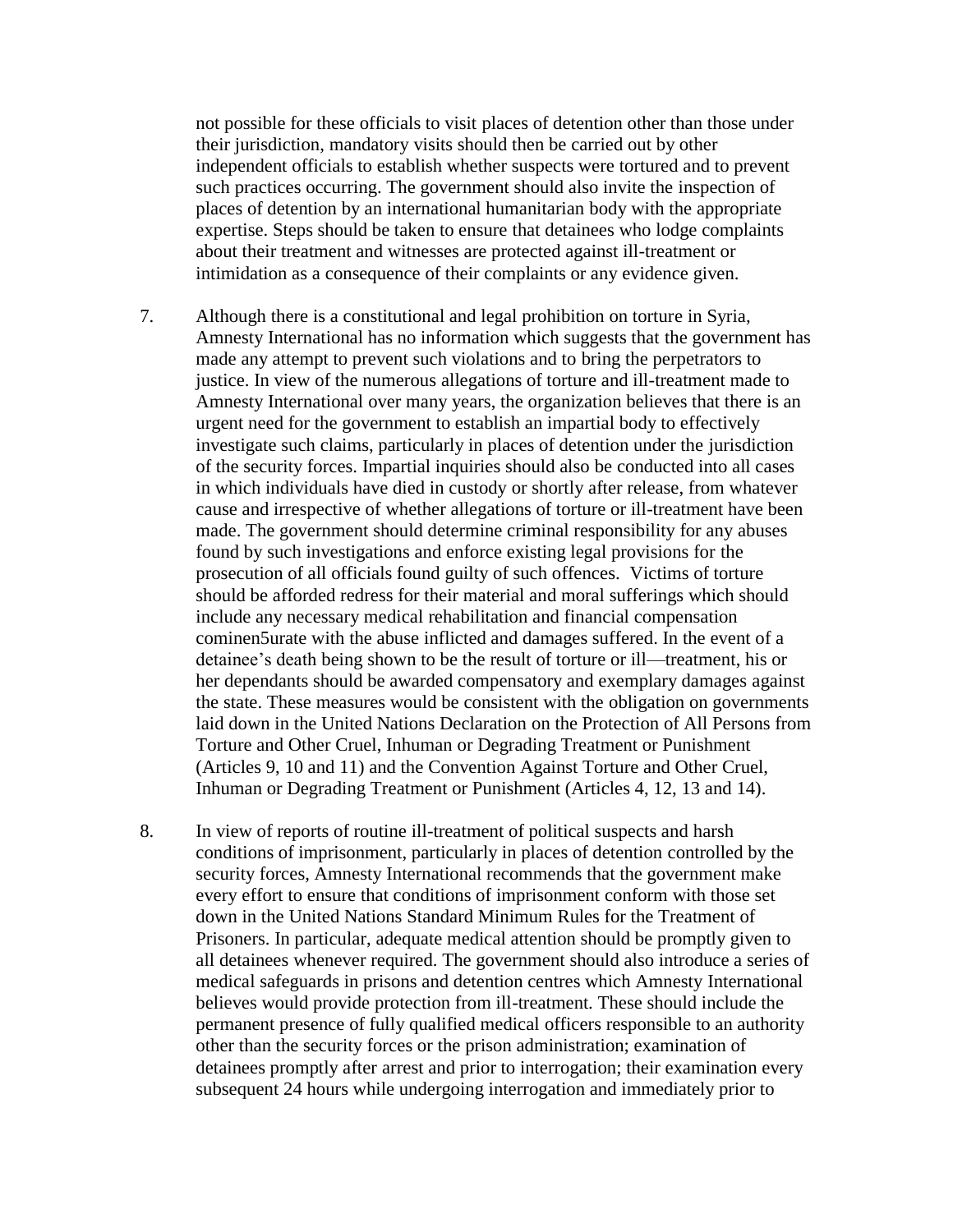not possible for these officials to visit places of detention other than those under their jurisdiction, mandatory visits should then be carried out by other independent officials to establish whether suspects were tortured and to prevent such practices occurring. The government should also invite the inspection of places of detention by an international humanitarian body with the appropriate expertise. Steps should be taken to ensure that detainees who lodge complaints about their treatment and witnesses are protected against ill-treatment or intimidation as a consequence of their complaints or any evidence given.

7. Although there is a constitutional and legal prohibition on torture in Syria, Amnesty International has no information which suggests that the government has made any attempt to prevent such violations and to bring the perpetrators to justice. In view of the numerous allegations of torture and ill-treatment made to Amnesty International over many years, the organization believes that there is an urgent need for the government to establish an impartial body to effectively investigate such claims, particularly in places of detention under the jurisdiction of the security forces. Impartial inquiries should also be conducted into all cases in which individuals have died in custody or shortly after release, from whatever cause and irrespective of whether allegations of torture or ill-treatment have been made. The government should determine criminal responsibility for any abuses found by such investigations and enforce existing legal provisions for the prosecution of all officials found guilty of such offences. Victims of torture should be afforded redress for their material and moral sufferings which should include any necessary medical rehabilitation and financial compensation cominen5urate with the abuse inflicted and damages suffered. In the event of a detainee's death being shown to be the result of torture or ill—treatment, his or her dependants should be awarded compensatory and exemplary damages against the state. These measures would be consistent with the obligation on governments laid down in the United Nations Declaration on the Protection of All Persons from Torture and Other Cruel, Inhuman or Degrading Treatment or Punishment (Articles 9, 10 and 11) and the Convention Against Torture and Other Cruel, Inhuman or Degrading Treatment or Punishment (Articles 4, 12, 13 and 14).

8. In view of reports of routine ill-treatment of political suspects and harsh conditions of imprisonment, particularly in places of detention controlled by the security forces, Amnesty International recommends that the government make every effort to ensure that conditions of imprisonment conform with those set down in the United Nations Standard Minimum Rules for the Treatment of Prisoners. In particular, adequate medical attention should be promptly given to all detainees whenever required. The government should also introduce a series of medical safeguards in prisons and detention centres which Amnesty International believes would provide protection from ill-treatment. These should include the permanent presence of fully qualified medical officers responsible to an authority other than the security forces or the prison administration; examination of detainees promptly after arrest and prior to interrogation; their examination every subsequent 24 hours while undergoing interrogation and immediately prior to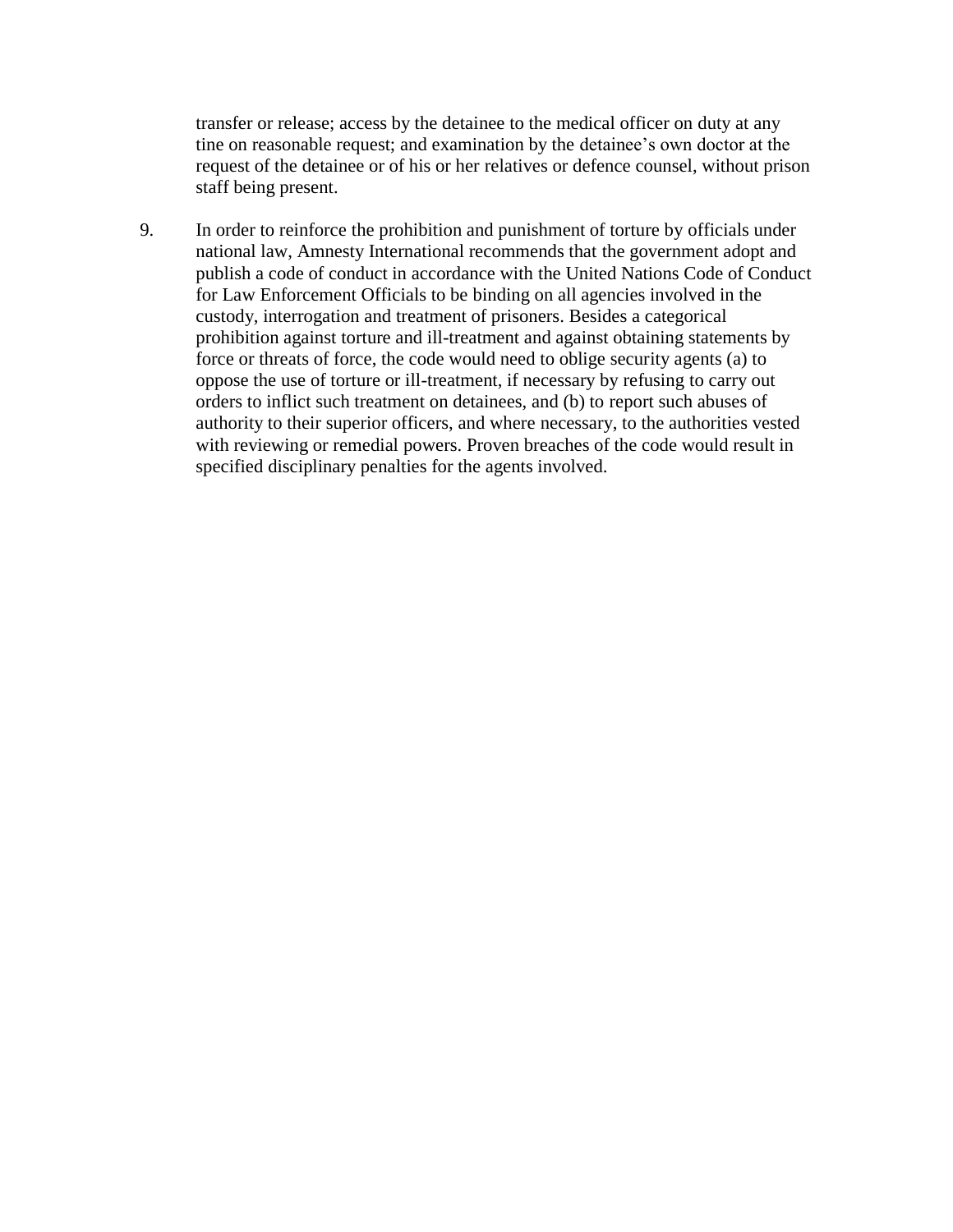transfer or release; access by the detainee to the medical officer on duty at any tine on reasonable request; and examination by the detainee's own doctor at the request of the detainee or of his or her relatives or defence counsel, without prison staff being present.

9. In order to reinforce the prohibition and punishment of torture by officials under national law, Amnesty International recommends that the government adopt and publish a code of conduct in accordance with the United Nations Code of Conduct for Law Enforcement Officials to be binding on all agencies involved in the custody, interrogation and treatment of prisoners. Besides a categorical prohibition against torture and ill-treatment and against obtaining statements by force or threats of force, the code would need to oblige security agents (a) to oppose the use of torture or ill-treatment, if necessary by refusing to carry out orders to inflict such treatment on detainees, and (b) to report such abuses of authority to their superior officers, and where necessary, to the authorities vested with reviewing or remedial powers. Proven breaches of the code would result in specified disciplinary penalties for the agents involved.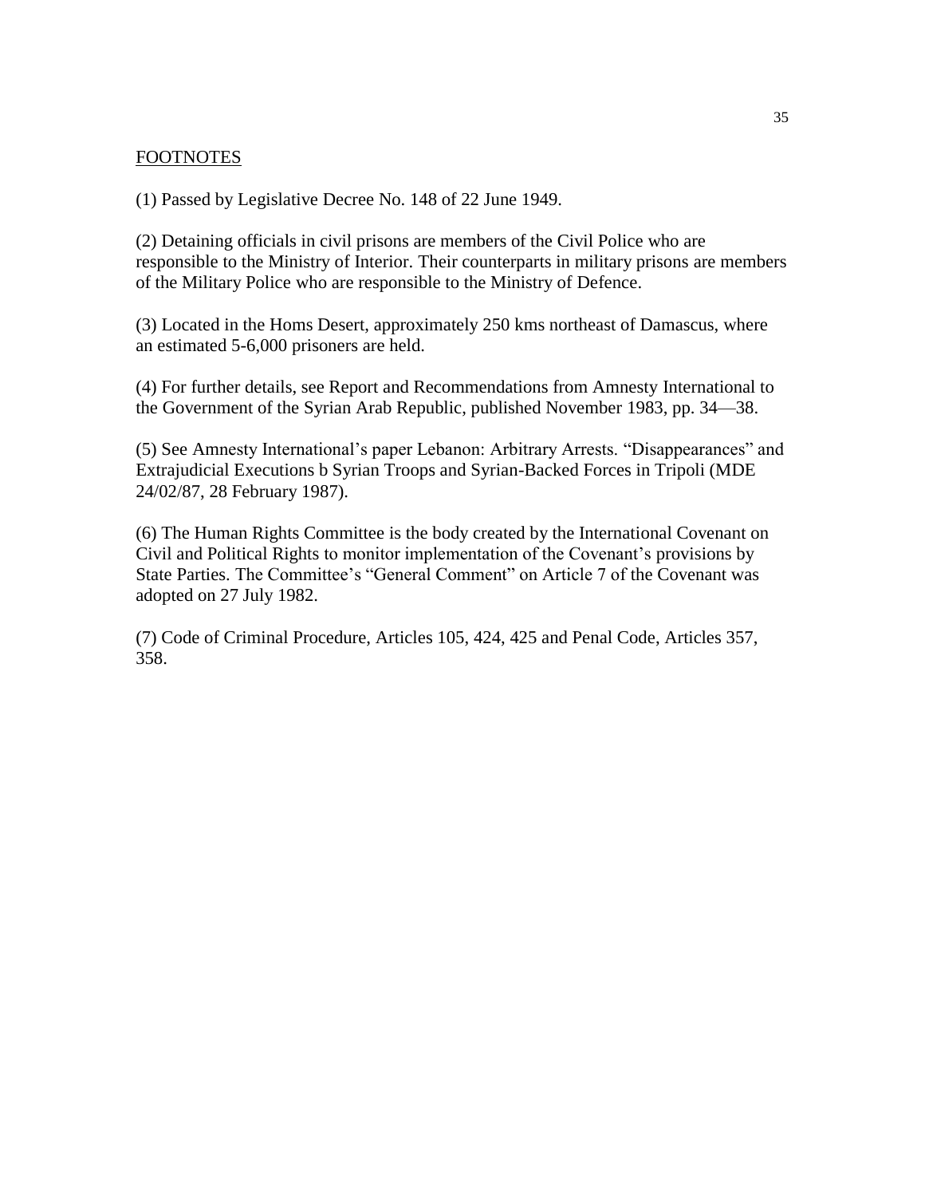FOOTNOTES

(1) Passed by Legislative Decree No. 148 of 22 June 1949.

(2) Detaining officials in civil prisons are members of the Civil Police who are responsible to the Ministry of Interior. Their counterparts in military prisons are members of the Military Police who are responsible to the Ministry of Defence.

(3) Located in the Homs Desert, approximately 250 kms northeast of Damascus, where an estimated 5-6,000 prisoners are held.

(4) For further details, see Report and Recommendations from Amnesty International to the Government of the Syrian Arab Republic, published November 1983, pp. 34—38.

(5) See Amnesty International's paper Lebanon: Arbitrary Arrests. "Disappearances" and Extrajudicial Executions b Syrian Troops and Syrian-Backed Forces in Tripoli (MDE 24/02/87, 28 February 1987).

(6) The Human Rights Committee is the body created by the International Covenant on Civil and Political Rights to monitor implementation of the Covenant's provisions by State Parties. The Committee's "General Comment" on Article 7 of the Covenant was adopted on 27 July 1982.

(7) Code of Criminal Procedure, Articles 105, 424, 425 and Penal Code, Articles 357, 358.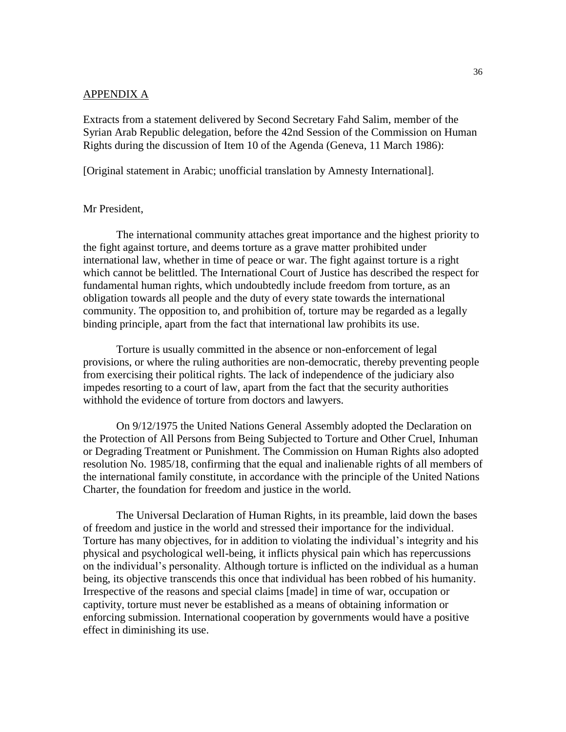<u>APPENDIX A</u>

Extracts from a statement delivered by Second Secretary Fahd Salim, member of the Syrian Arab Republic delegation, before the 42nd Session of the Commission on Human Rights during the discussion of Item 10 of the Agenda (Geneva, 11 March 1986):

[Original statement in Arabic; unofficial translation by Amnesty International].

Mr President,

The international community attaches great importance and the highest priority to the fight against torture, and deems torture as a grave matter prohibited under international law, whether in time of peace or war. The fight against torture is a right which cannot be belittled. The International Court of Justice has described the respect for fundamental human rights, which undoubtedly include freedom from torture, as an obligation towards all people and the duty of every state towards the international community. The opposition to, and prohibition of, torture may be regarded as a legally binding principle, apart from the fact that international law prohibits its use.

Torture is usually committed in the absence or non-enforcement of legal provisions, or where the ruling authorities are non-democratic, thereby preventing people from exercising their political rights. The lack of independence of the judiciary also impedes resorting to a court of law, apart from the fact that the security authorities withhold the evidence of torture from doctors and lawyers.

On 9/12/1975 the United Nations General Assembly adopted the Declaration on the Protection of All Persons from Being Subjected to Torture and Other Cruel, Inhuman or Degrading Treatment or Punishment. The Commission on Human Rights also adopted resolution No. 1985/18, confirming that the equal and inalienable rights of all members of the international family constitute, in accordance with the principle of the United Nations Charter, the foundation for freedom and justice in the world.

The Universal Declaration of Human Rights, in its preamble, laid down the bases of freedom and justice in the world and stressed their importance for the individual. Torture has many objectives, for in addition to violating the individual's integrity and his physical and psychological well-being, it inflicts physical pain which has repercussions on the individual's personality. Although torture is inflicted on the individual as a human being, its objective transcends this once that individual has been robbed of his humanity. Irrespective of the reasons and special claims [made] in time of war, occupation or captivity, torture must never be established as a means of obtaining information or enforcing submission. International cooperation by governments would have a positive effect in diminishing its use.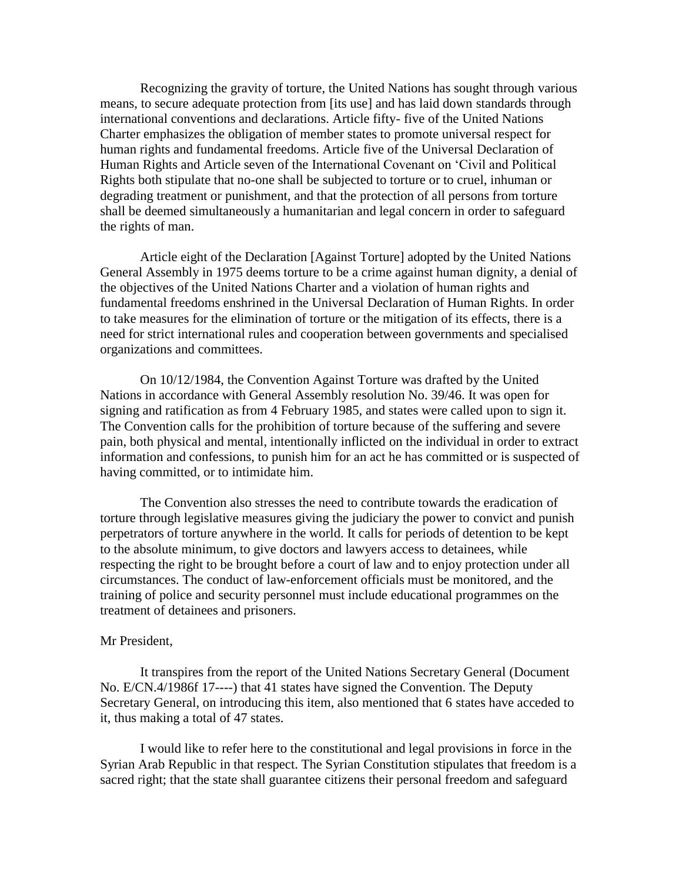Recognizing the gravity of torture, the United Nations has sought through various means, to secure adequate protection from [its use] and has laid down standards through international conventions and declarations. Article fifty- five of the United Nations Charter emphasizes the obligation of member states to promote universal respect for human rights and fundamental freedoms. Article five of the Universal Declaration of Human Rights and Article seven of the International Covenant on 'Civil and Political Rights both stipulate that no-one shall be subjected to torture or to cruel, inhuman or degrading treatment or punishment, and that the protection of all persons from torture shall be deemed simultaneously a humanitarian and legal concern in order to safeguard the rights of man.

Article eight of the Declaration [Against Torture] adopted by the United Nations General Assembly in 1975 deems torture to be a crime against human dignity, a denial of the objectives of the United Nations Charter and a violation of human rights and fundamental freedoms enshrined in the Universal Declaration of Human Rights. In order to take measures for the elimination of torture or the mitigation of its effects, there is a need for strict international rules and cooperation between governments and specialised organizations and committees.

On 10/12/1984, the Convention Against Torture was drafted by the United Nations in accordance with General Assembly resolution No. 39/46. It was open for signing and ratification as from 4 February 1985, and states were called upon to sign it. The Convention calls for the prohibition of torture because of the suffering and severe pain, both physical and mental, intentionally inflicted on the individual in order to extract information and confessions, to punish him for an act he has committed or is suspected of having committed, or to intimidate him.

The Convention also stresses the need to contribute towards the eradication of torture through legislative measures giving the judiciary the power to convict and punish perpetrators of torture anywhere in the world. It calls for periods of detention to be kept to the absolute minimum, to give doctors and lawyers access to detainees, while respecting the right to be brought before a court of law and to enjoy protection under all circumstances. The conduct of law-enforcement officials must be monitored, and the training of police and security personnel must include educational programmes on the treatment of detainees and prisoners.

Mr President,

It transpires from the report of the United Nations Secretary General (Document No. E/CN.4/1986f 17----) that 41 states have signed the Convention. The Deputy Secretary General, on introducing this item, also mentioned that 6 states have acceded to it, thus making a total of 47 states.

I would like to refer here to the constitutional and legal provisions in force in the Syrian Arab Republic in that respect. The Syrian Constitution stipulates that freedom is a sacred right; that the state shall guarantee citizens their personal freedom and safeguard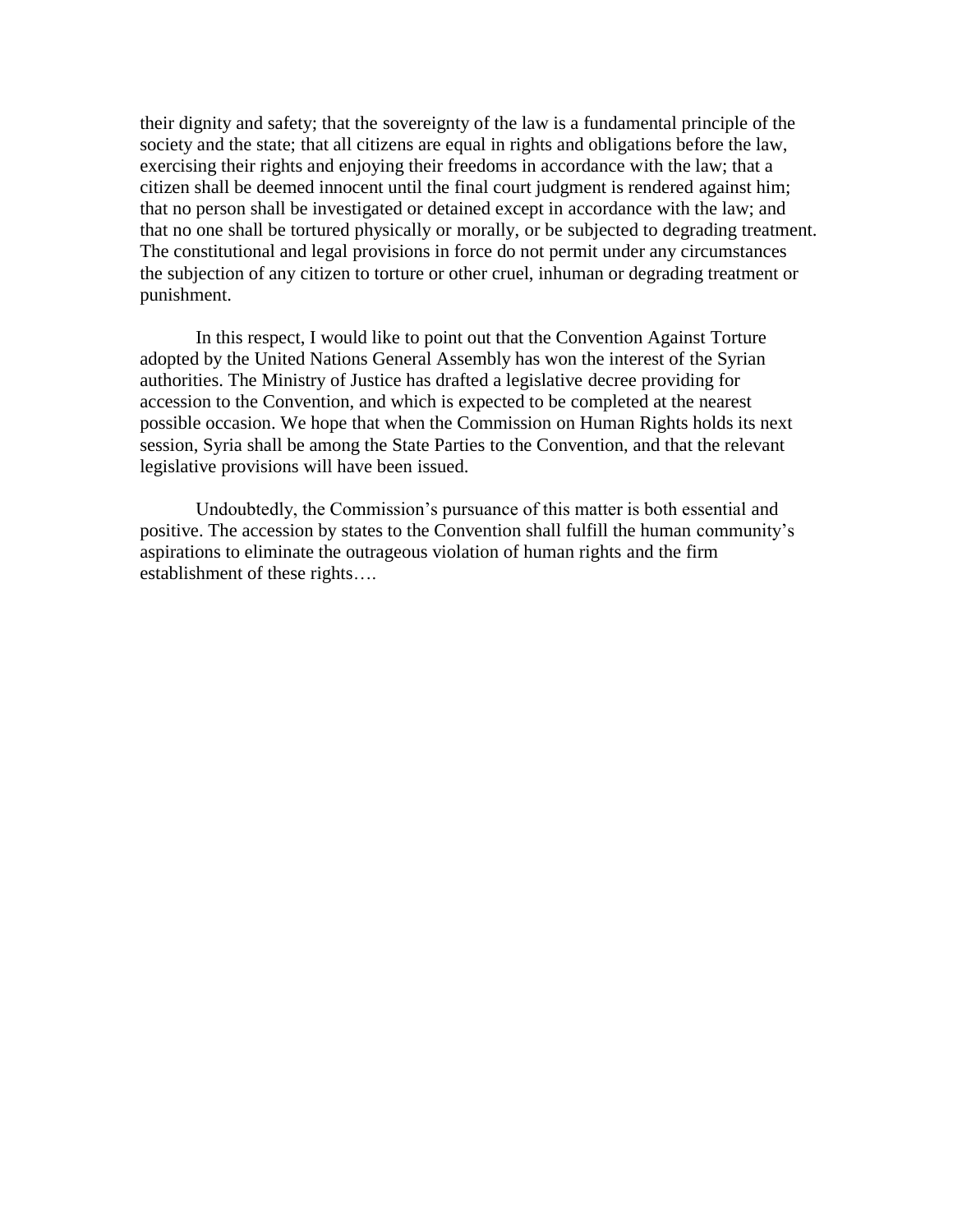their dignity and safety; that the sovereignty of the law is a fundamental principle of the society and the state; that all citizens are equal in rights and obligations before the law, exercising their rights and enjoying their freedoms in accordance with the law; that a citizen shall be deemed innocent until the final court judgment is rendered against him; that no person shall be investigated or detained except in accordance with the law; and that no one shall be tortured physically or morally, or be subjected to degrading treatment. The constitutional and legal provisions in force do not permit under any circumstances the subjection of any citizen to torture or other cruel, inhuman or degrading treatment or punishment.

In this respect, I would like to point out that the Convention Against Torture adopted by the United Nations General Assembly has won the interest of the Syrian authorities. The Ministry of Justice has drafted a legislative decree providing for accession to the Convention, and which is expected to be completed at the nearest possible occasion. We hope that when the Commission on Human Rights holds its next session, Syria shall be among the State Parties to the Convention, and that the relevant legislative provisions will have been issued.

Undoubtedly, the Commission's pursuance of this matter is both essential and positive. The accession by states to the Convention shall fulfill the human community's aspirations to eliminate the outrageous violation of human rights and the firm establishment of these rights….